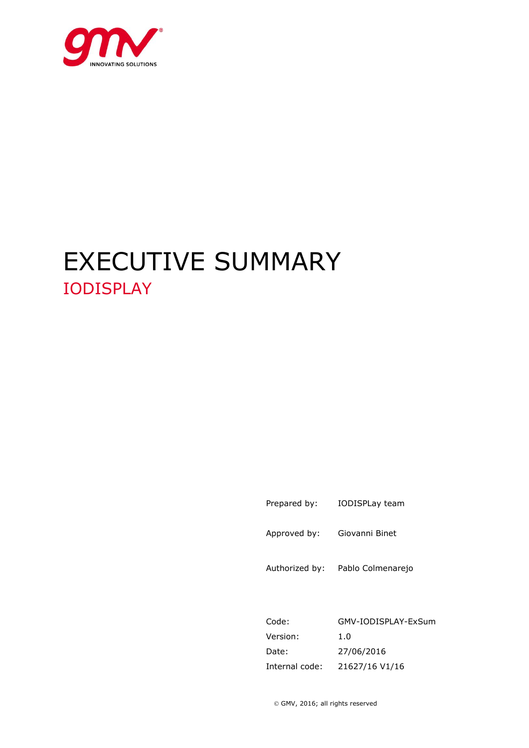# EXECUTIVE SUMMARY

## IODISPLAY

| | |
|---|---|
| Prepared by: | IODISPLay team |
| Approved by: | Giovanni Binet |
| Authorized by: | Pablo Colmenarejo |

| | |
|---|---|
| Code: | GMV-IODISPLAY-ExSum |
| Version: | 1.0 |
| Date: | 27/06/2016 |
| Internal code: | 21627/16 V1/16 |

© GMV, 2016; all rights reserved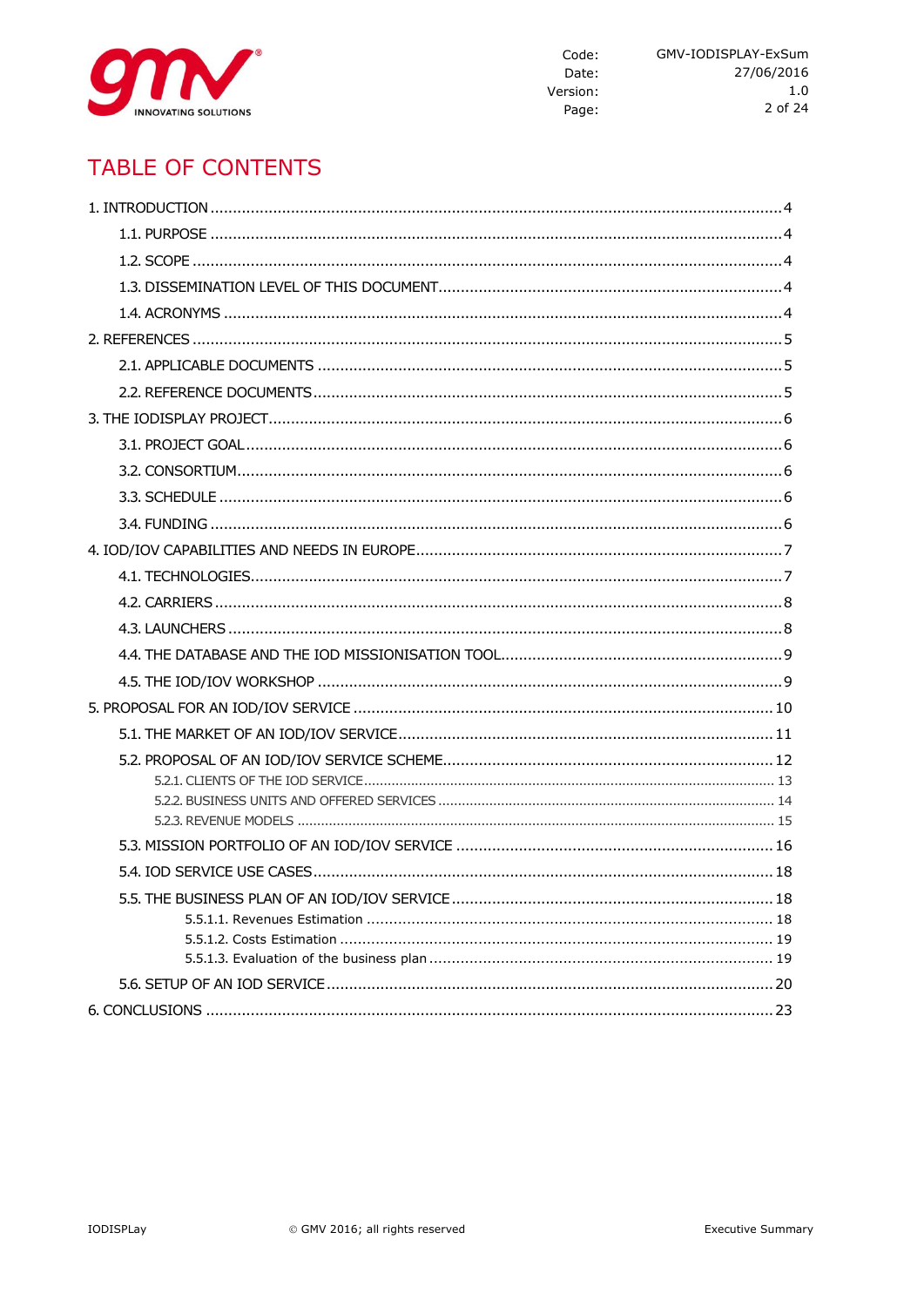# TABLE OF CONTENTS

1. INTRODUCTION ... 4
   - 1.1. PURPOSE ... 4
   - 1.2. SCOPE ... 4
   - 1.3. DISSEMINATION LEVEL OF THIS DOCUMENT ... 4
   - 1.4. ACRONYMS ... 4
2. REFERENCES ... 5
   - 2.1. APPLICABLE DOCUMENTS ... 5
   - 2.2. REFERENCE DOCUMENTS ... 5
3. THE IODISPLAY PROJECT ... 6
   - 3.1. PROJECT GOAL ... 6
   - 3.2. CONSORTIUM ... 6
   - 3.3. SCHEDULE ... 6
   - 3.4. FUNDING ... 6
4. IOD/IOV CAPABILITIES AND NEEDS IN EUROPE ... 7
   - 4.1. TECHNOLOGIES ... 7
   - 4.2. CARRIERS ... 8
   - 4.3. LAUNCHERS ... 8
   - 4.4. THE DATABASE AND THE IOD MISSIONISATION TOOL ... 9
   - 4.5. THE IOD/IOV WORKSHOP ... 9
5. PROPOSAL FOR AN IOD/IOV SERVICE ... 10
   - 5.1. THE MARKET OF AN IOD/IOV SERVICE ... 11
   - 5.2. PROPOSAL OF AN IOD/IOV SERVICE SCHEME ... 12
     - 5.2.1. CLIENTS OF THE IOD SERVICE ... 13
     - 5.2.2. BUSINESS UNITS AND OFFERED SERVICES ... 14
     - 5.2.3. REVENUE MODELS ... 15
   - 5.3. MISSION PORTFOLIO OF AN IOD/IOV SERVICE ... 16
   - 5.4. IOD SERVICE USE CASES ... 18
   - 5.5. THE BUSINESS PLAN OF AN IOD/IOV SERVICE ... 18
     - 5.5.1.1. Revenues Estimation ... 18
     - 5.5.1.2. Costs Estimation ... 19
     - 5.5.1.3. Evaluation of the business plan ... 19
   - 5.6. SETUP OF AN IOD SERVICE ... 20
6. CONCLUSIONS ... 23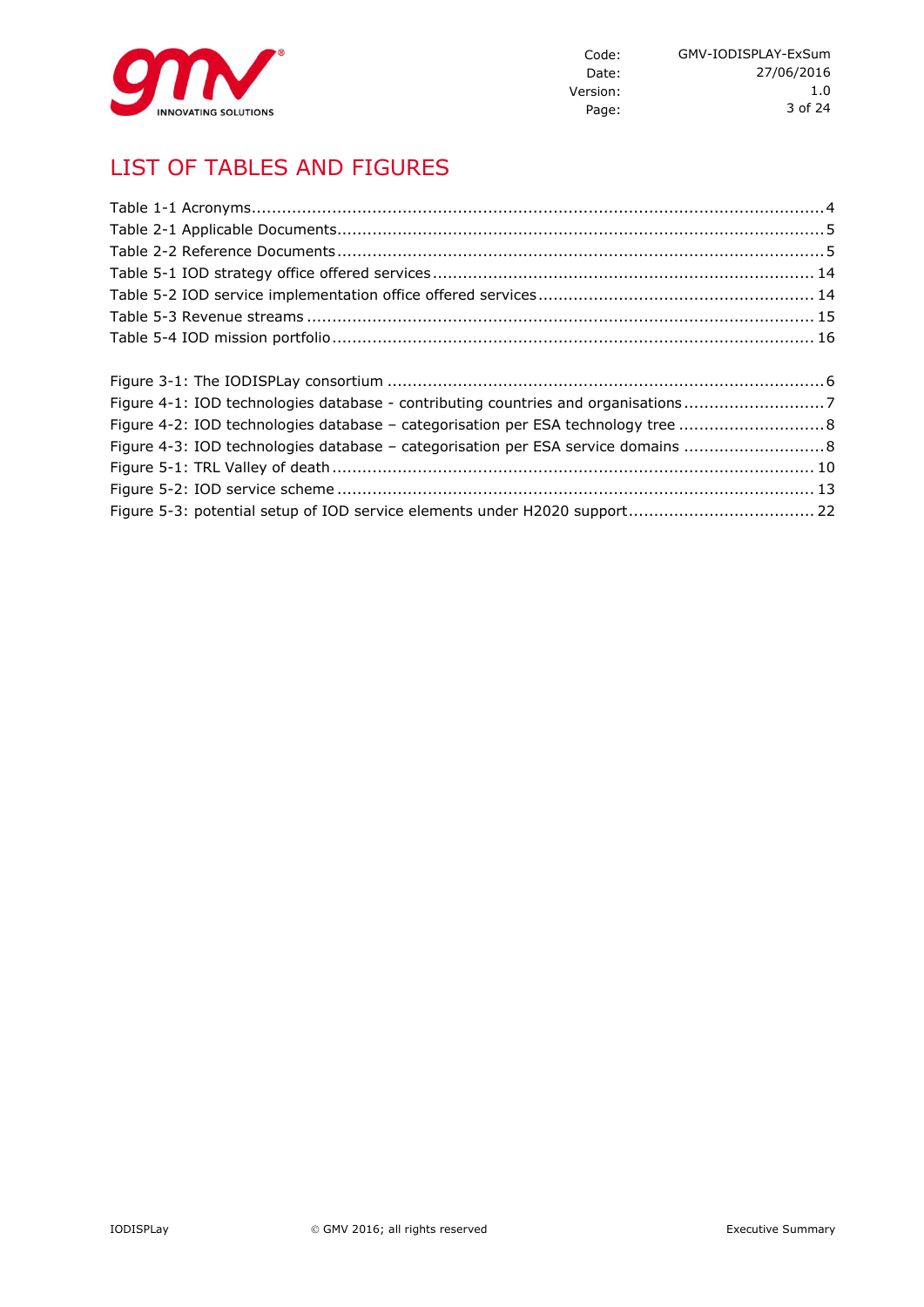# LIST OF TABLES AND FIGURES

Table 1-1 Acronyms....................................................................................................................4
Table 2-1 Applicable Documents.................................................................................................5
Table 2-2 Reference Documents.................................................................................................5
Table 5-1 IOD strategy office offered services............................................................................ 14
Table 5-2 IOD service implementation office offered services....................................................... 14
Table 5-3 Revenue streams ...................................................................................................... 15
Table 5-4 IOD mission portfolio................................................................................................. 16

Figure 3-1: The IODISPLay consortium ........................................................................................6
Figure 4-1: IOD technologies database - contributing countries and organisations............................7
Figure 4-2: IOD technologies database – categorisation per ESA technology tree .............................8
Figure 4-3: IOD technologies database – categorisation per ESA service domains .............................8
Figure 5-1: TRL Valley of death................................................................................................. 10
Figure 5-2: IOD service scheme ................................................................................................ 13
Figure 5-3: potential setup of IOD service elements under H2020 support..................................... 22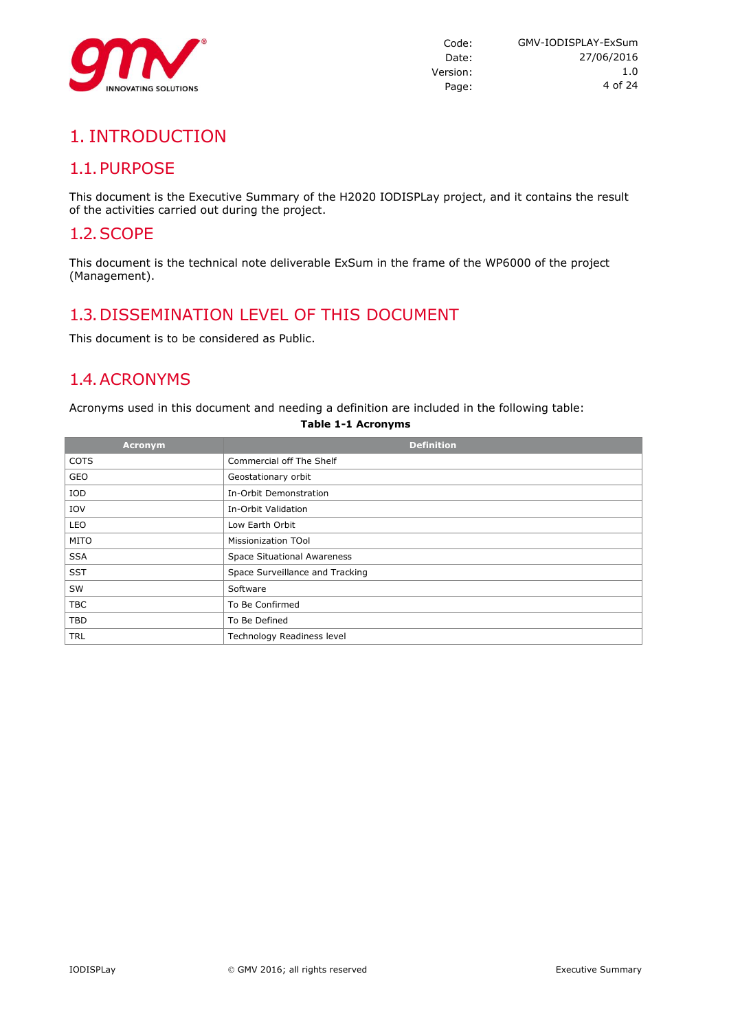# 1. INTRODUCTION

## 1.1. PURPOSE

This document is the Executive Summary of the H2020 IODISPLay project, and it contains the result of the activities carried out during the project.

## 1.2. SCOPE

This document is the technical note deliverable ExSum in the frame of the WP6000 of the project (Management).

## 1.3. DISSEMINATION LEVEL OF THIS DOCUMENT

This document is to be considered as Public.

## 1.4. ACRONYMS

Acronyms used in this document and needing a definition are included in the following table:

**Table 1-1 Acronyms**

| Acronym | Definition |
|---|---|
| COTS | Commercial off The Shelf |
| GEO | Geostationary orbit |
| IOD | In-Orbit Demonstration |
| IOV | In-Orbit Validation |
| LEO | Low Earth Orbit |
| MITO | Missionization TOol |
| SSA | Space Situational Awareness |
| SST | Space Surveillance and Tracking |
| SW | Software |
| TBC | To Be Confirmed |
| TBD | To Be Defined |
| TRL | Technology Readiness level |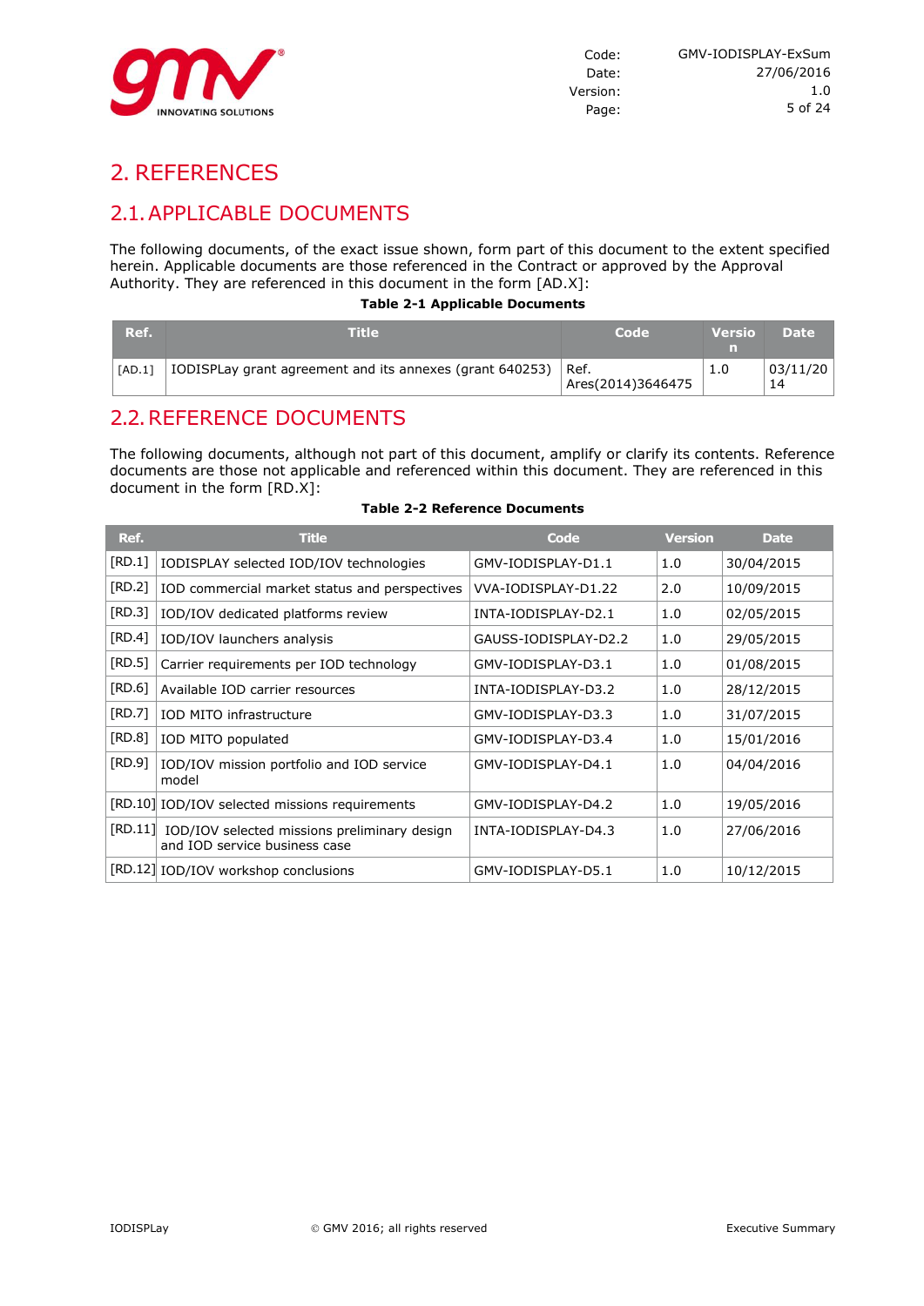# 2. REFERENCES

## 2.1. APPLICABLE DOCUMENTS

The following documents, of the exact issue shown, form part of this document to the extent specified herein. Applicable documents are those referenced in the Contract or approved by the Approval Authority. They are referenced in this document in the form [AD.X]:

**Table 2-1 Applicable Documents**

| Ref. | Title | Code | Version | Date |
|---|---|---|---|---|
| [AD.1] | IODISPLay grant agreement and its annexes (grant 640253) | Ref. Ares(2014)3646475 | 1.0 | 03/11/2014 |

## 2.2. REFERENCE DOCUMENTS

The following documents, although not part of this document, amplify or clarify its contents. Reference documents are those not applicable and referenced within this document. They are referenced in this document in the form [RD.X]:

**Table 2-2 Reference Documents**

| Ref. | Title | Code | Version | Date |
|---|---|---|---|---|
| [RD.1] | IODISPLAY selected IOD/IOV technologies | GMV-IODISPLAY-D1.1 | 1.0 | 30/04/2015 |
| [RD.2] | IOD commercial market status and perspectives | VVA-IODISPLAY-D1.22 | 2.0 | 10/09/2015 |
| [RD.3] | IOD/IOV dedicated platforms review | INTA-IODISPLAY-D2.1 | 1.0 | 02/05/2015 |
| [RD.4] | IOD/IOV launchers analysis | GAUSS-IODISPLAY-D2.2 | 1.0 | 29/05/2015 |
| [RD.5] | Carrier requirements per IOD technology | GMV-IODISPLAY-D3.1 | 1.0 | 01/08/2015 |
| [RD.6] | Available IOD carrier resources | INTA-IODISPLAY-D3.2 | 1.0 | 28/12/2015 |
| [RD.7] | IOD MITO infrastructure | GMV-IODISPLAY-D3.3 | 1.0 | 31/07/2015 |
| [RD.8] | IOD MITO populated | GMV-IODISPLAY-D3.4 | 1.0 | 15/01/2016 |
| [RD.9] | IOD/IOV mission portfolio and IOD service model | GMV-IODISPLAY-D4.1 | 1.0 | 04/04/2016 |
| [RD.10] | IOD/IOV selected missions requirements | GMV-IODISPLAY-D4.2 | 1.0 | 19/05/2016 |
| [RD.11] | IOD/IOV selected missions preliminary design and IOD service business case | INTA-IODISPLAY-D4.3 | 1.0 | 27/06/2016 |
| [RD.12] | IOD/IOV workshop conclusions | GMV-IODISPLAY-D5.1 | 1.0 | 10/12/2015 |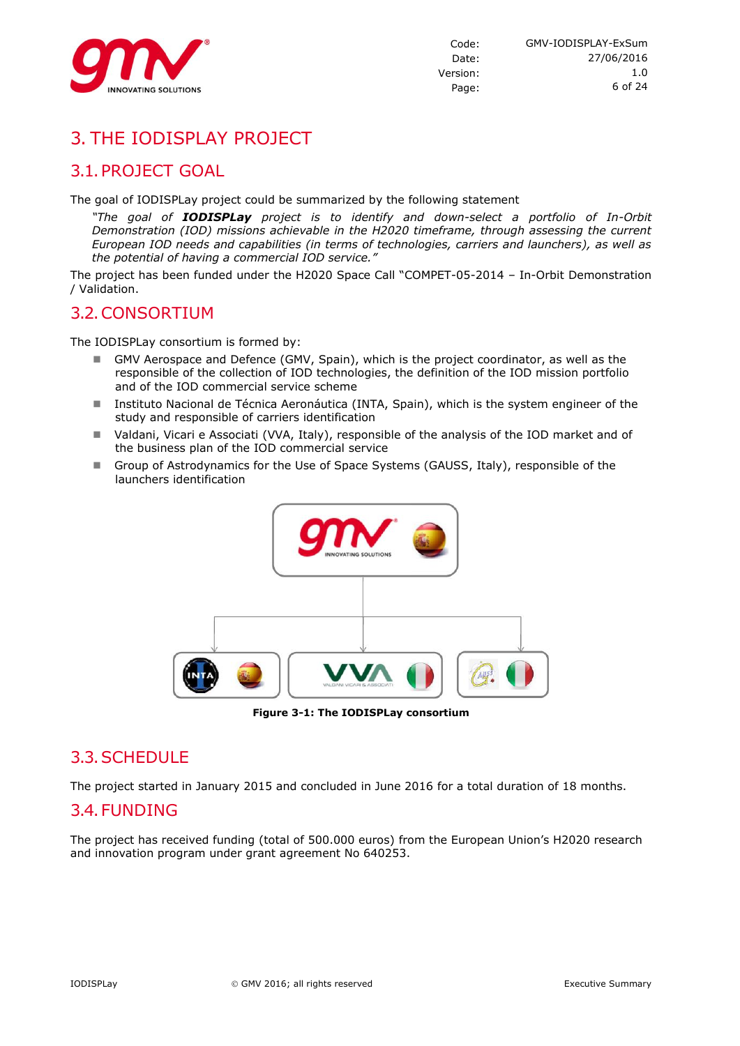# 3. THE IODISPLAY PROJECT

## 3.1. PROJECT GOAL

The goal of IODISPLay project could be summarized by the following statement

> *"The goal of **IODISPLay** project is to identify and down-select a portfolio of In-Orbit Demonstration (IOD) missions achievable in the H2020 timeframe, through assessing the current European IOD needs and capabilities (in terms of technologies, carriers and launchers), as well as the potential of having a commercial IOD service."*

The project has been funded under the H2020 Space Call "COMPET-05-2014 – In-Orbit Demonstration / Validation.

## 3.2. CONSORTIUM

The IODISPLay consortium is formed by:

- GMV Aerospace and Defence (GMV, Spain), which is the project coordinator, as well as the responsible of the collection of IOD technologies, the definition of the IOD mission portfolio and of the IOD commercial service scheme
- Instituto Nacional de Técnica Aeronáutica (INTA, Spain), which is the system engineer of the study and responsible of carriers identification
- Valdani, Vicari e Associati (VVA, Italy), responsible of the analysis of the IOD market and of the business plan of the IOD commercial service
- Group of Astrodynamics for the Use of Space Systems (GAUSS, Italy), responsible of the launchers identification

**Figure 3-1: The IODISPLay consortium**

## 3.3. SCHEDULE

The project started in January 2015 and concluded in June 2016 for a total duration of 18 months.

## 3.4. FUNDING

The project has received funding (total of 500.000 euros) from the European Union's H2020 research and innovation program under grant agreement No 640253.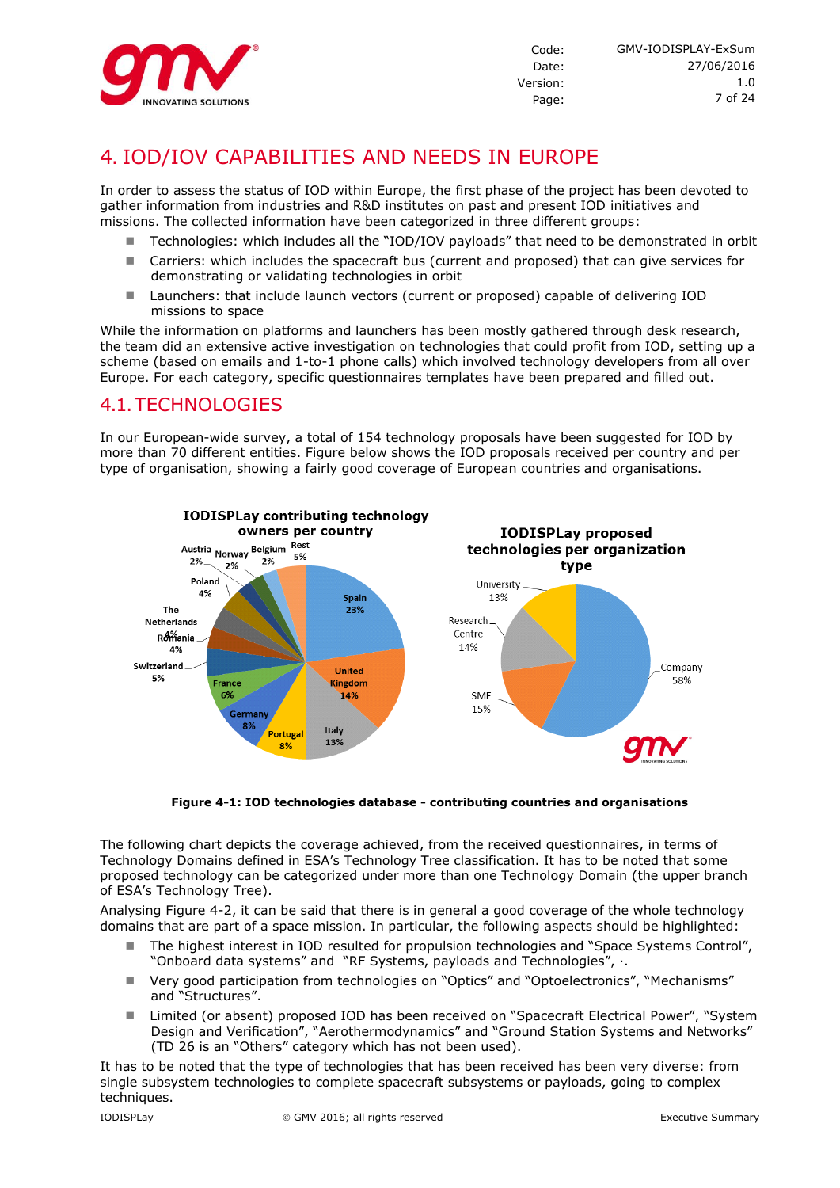# 4. IOD/IOV CAPABILITIES AND NEEDS IN EUROPE

In order to assess the status of IOD within Europe, the first phase of the project has been devoted to gather information from industries and R&D institutes on past and present IOD initiatives and missions. The collected information have been categorized in three different groups:

- Technologies: which includes all the "IOD/IOV payloads" that need to be demonstrated in orbit
- Carriers: which includes the spacecraft bus (current and proposed) that can give services for demonstrating or validating technologies in orbit
- Launchers: that include launch vectors (current or proposed) capable of delivering IOD missions to space

While the information on platforms and launchers has been mostly gathered through desk research, the team did an extensive active investigation on technologies that could profit from IOD, setting up a scheme (based on emails and 1-to-1 phone calls) which involved technology developers from all over Europe. For each category, specific questionnaires templates have been prepared and filled out.

## 4.1. TECHNOLOGIES

In our European-wide survey, a total of 154 technology proposals have been suggested for IOD by more than 70 different entities. Figure below shows the IOD proposals received per country and per type of organisation, showing a fairly good coverage of European countries and organisations.

**Figure 4-1: IOD technologies database - contributing countries and organisations**

The following chart depicts the coverage achieved, from the received questionnaires, in terms of Technology Domains defined in ESA's Technology Tree classification. It has to be noted that some proposed technology can be categorized under more than one Technology Domain (the upper branch of ESA's Technology Tree).

Analysing Figure 4-2, it can be said that there is in general a good coverage of the whole technology domains that are part of a space mission. In particular, the following aspects should be highlighted:

- The highest interest in IOD resulted for propulsion technologies and "Space Systems Control", "Onboard data systems" and "RF Systems, payloads and Technologies", ·.
- Very good participation from technologies on "Optics" and "Optoelectronics", "Mechanisms" and "Structures".
- Limited (or absent) proposed IOD has been received on "Spacecraft Electrical Power", "System Design and Verification", "Aerothermodynamics" and "Ground Station Systems and Networks" (TD 26 is an "Others" category which has not been used).

It has to be noted that the type of technologies that has been received has been very diverse: from single subsystem technologies to complete spacecraft subsystems or payloads, going to complex techniques.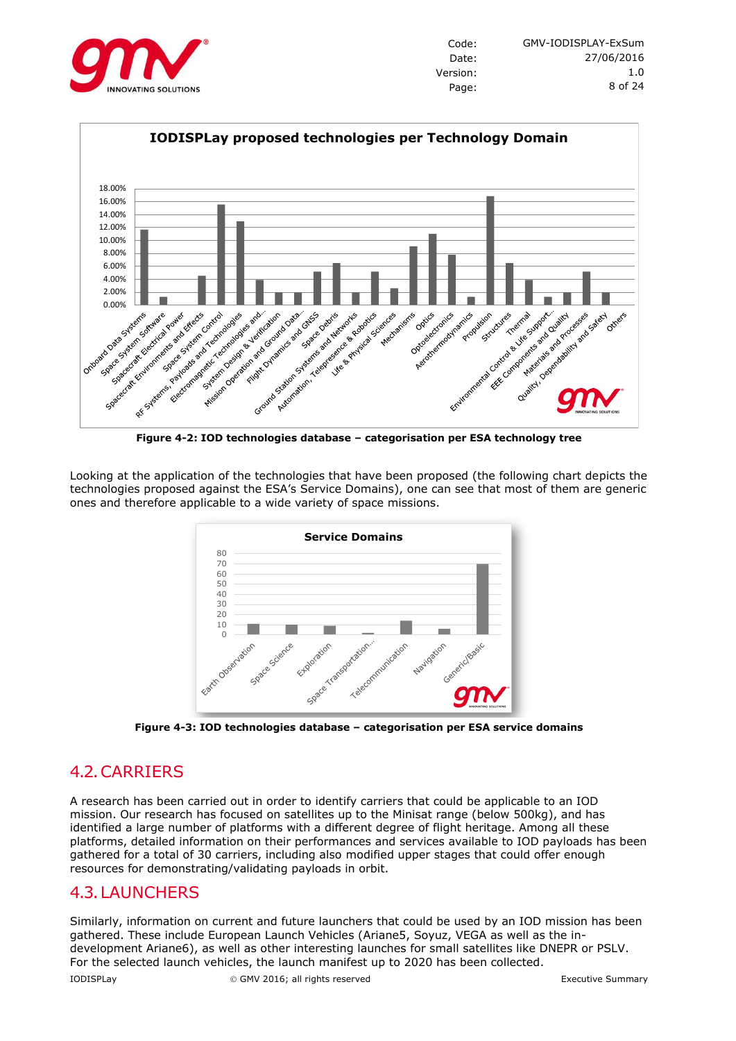**Figure 4-2: IOD technologies database – categorisation per ESA technology tree**

Looking at the application of the technologies that have been proposed (the following chart depicts the technologies proposed against the ESA's Service Domains), one can see that most of them are generic ones and therefore applicable to a wide variety of space missions.

**Figure 4-3: IOD technologies database – categorisation per ESA service domains**

## 4.2. CARRIERS

A research has been carried out in order to identify carriers that could be applicable to an IOD mission. Our research has focused on satellites up to the Minisat range (below 500kg), and has identified a large number of platforms with a different degree of flight heritage. Among all these platforms, detailed information on their performances and services available to IOD payloads has been gathered for a total of 30 carriers, including also modified upper stages that could offer enough resources for demonstrating/validating payloads in orbit.

## 4.3. LAUNCHERS

Similarly, information on current and future launchers that could be used by an IOD mission has been gathered. These include European Launch Vehicles (Ariane5, Soyuz, VEGA as well as the in-development Ariane6), as well as other interesting launches for small satellites like DNEPR or PSLV. For the selected launch vehicles, the launch manifest up to 2020 has been collected.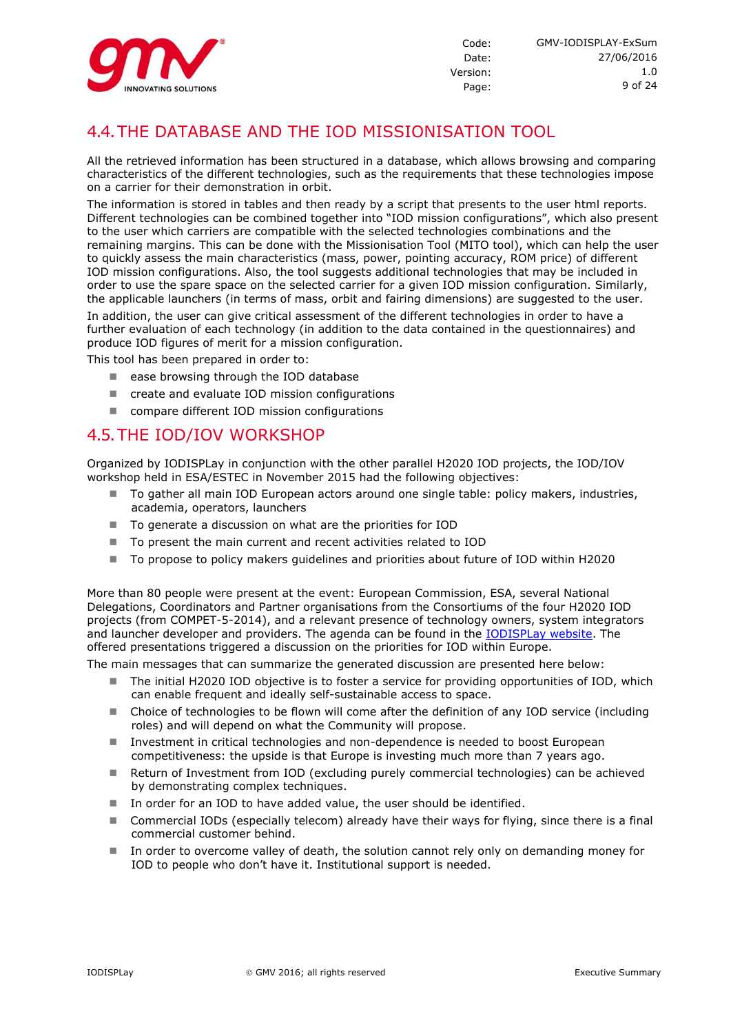## 4.4. THE DATABASE AND THE IOD MISSIONISATION TOOL

All the retrieved information has been structured in a database, which allows browsing and comparing characteristics of the different technologies, such as the requirements that these technologies impose on a carrier for their demonstration in orbit.

The information is stored in tables and then ready by a script that presents to the user html reports. Different technologies can be combined together into "IOD mission configurations", which also present to the user which carriers are compatible with the selected technologies combinations and the remaining margins. This can be done with the Missionisation Tool (MITO tool), which can help the user to quickly assess the main characteristics (mass, power, pointing accuracy, ROM price) of different IOD mission configurations. Also, the tool suggests additional technologies that may be included in order to use the spare space on the selected carrier for a given IOD mission configuration. Similarly, the applicable launchers (in terms of mass, orbit and fairing dimensions) are suggested to the user.

In addition, the user can give critical assessment of the different technologies in order to have a further evaluation of each technology (in addition to the data contained in the questionnaires) and produce IOD figures of merit for a mission configuration.

This tool has been prepared in order to:

- ease browsing through the IOD database
- create and evaluate IOD mission configurations
- compare different IOD mission configurations

## 4.5. THE IOD/IOV WORKSHOP

Organized by IODISPLay in conjunction with the other parallel H2020 IOD projects, the IOD/IOV workshop held in ESA/ESTEC in November 2015 had the following objectives:

- To gather all main IOD European actors around one single table: policy makers, industries, academia, operators, launchers
- To generate a discussion on what are the priorities for IOD
- To present the main current and recent activities related to IOD
- To propose to policy makers guidelines and priorities about future of IOD within H2020

More than 80 people were present at the event: European Commission, ESA, several National Delegations, Coordinators and Partner organisations from the Consortiums of the four H2020 IOD projects (from COMPET-5-2014), and a relevant presence of technology owners, system integrators and launcher developer and providers. The agenda can be found in the IODISPLay website. The offered presentations triggered a discussion on the priorities for IOD within Europe.

The main messages that can summarize the generated discussion are presented here below:

- The initial H2020 IOD objective is to foster a service for providing opportunities of IOD, which can enable frequent and ideally self-sustainable access to space.
- Choice of technologies to be flown will come after the definition of any IOD service (including roles) and will depend on what the Community will propose.
- Investment in critical technologies and non-dependence is needed to boost European competitiveness: the upside is that Europe is investing much more than 7 years ago.
- Return of Investment from IOD (excluding purely commercial technologies) can be achieved by demonstrating complex techniques.
- In order for an IOD to have added value, the user should be identified.
- Commercial IODs (especially telecom) already have their ways for flying, since there is a final commercial customer behind.
- In order to overcome valley of death, the solution cannot rely only on demanding money for IOD to people who don't have it. Institutional support is needed.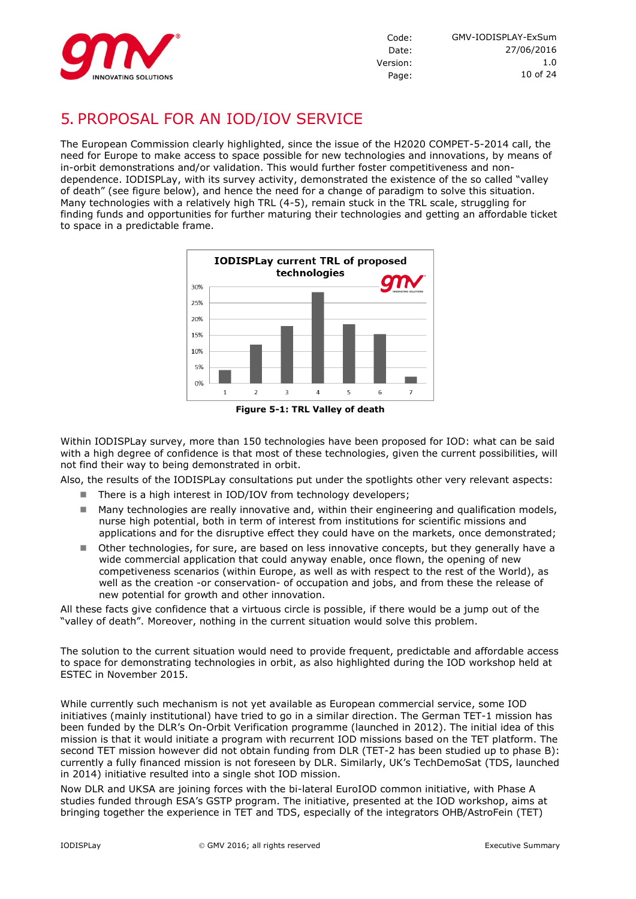# 5. PROPOSAL FOR AN IOD/IOV SERVICE

The European Commission clearly highlighted, since the issue of the H2020 COMPET-5-2014 call, the need for Europe to make access to space possible for new technologies and innovations, by means of in-orbit demonstrations and/or validation. This would further foster competitiveness and non-dependence. IODISPLay, with its survey activity, demonstrated the existence of the so called "valley of death" (see figure below), and hence the need for a change of paradigm to solve this situation. Many technologies with a relatively high TRL (4-5), remain stuck in the TRL scale, struggling for finding funds and opportunities for further maturing their technologies and getting an affordable ticket to space in a predictable frame.

**Figure 5-1: TRL Valley of death**

Within IODISPLay survey, more than 150 technologies have been proposed for IOD: what can be said with a high degree of confidence is that most of these technologies, given the current possibilities, will not find their way to being demonstrated in orbit.

Also, the results of the IODISPLay consultations put under the spotlights other very relevant aspects:

- There is a high interest in IOD/IOV from technology developers;
- Many technologies are really innovative and, within their engineering and qualification models, nurse high potential, both in term of interest from institutions for scientific missions and applications and for the disruptive effect they could have on the markets, once demonstrated;
- Other technologies, for sure, are based on less innovative concepts, but they generally have a wide commercial application that could anyway enable, once flown, the opening of new competiveness scenarios (within Europe, as well as with respect to the rest of the World), as well as the creation -or conservation- of occupation and jobs, and from these the release of new potential for growth and other innovation.

All these facts give confidence that a virtuous circle is possible, if there would be a jump out of the "valley of death". Moreover, nothing in the current situation would solve this problem.

The solution to the current situation would need to provide frequent, predictable and affordable access to space for demonstrating technologies in orbit, as also highlighted during the IOD workshop held at ESTEC in November 2015.

While currently such mechanism is not yet available as European commercial service, some IOD initiatives (mainly institutional) have tried to go in a similar direction. The German TET-1 mission has been funded by the DLR's On-Orbit Verification programme (launched in 2012). The initial idea of this mission is that it would initiate a program with recurrent IOD missions based on the TET platform. The second TET mission however did not obtain funding from DLR (TET-2 has been studied up to phase B): currently a fully financed mission is not foreseen by DLR. Similarly, UK's TechDemoSat (TDS, launched in 2014) initiative resulted into a single shot IOD mission.

Now DLR and UKSA are joining forces with the bi-lateral EuroIOD common initiative, with Phase A studies funded through ESA's GSTP program. The initiative, presented at the IOD workshop, aims at bringing together the experience in TET and TDS, especially of the integrators OHB/AstroFein (TET)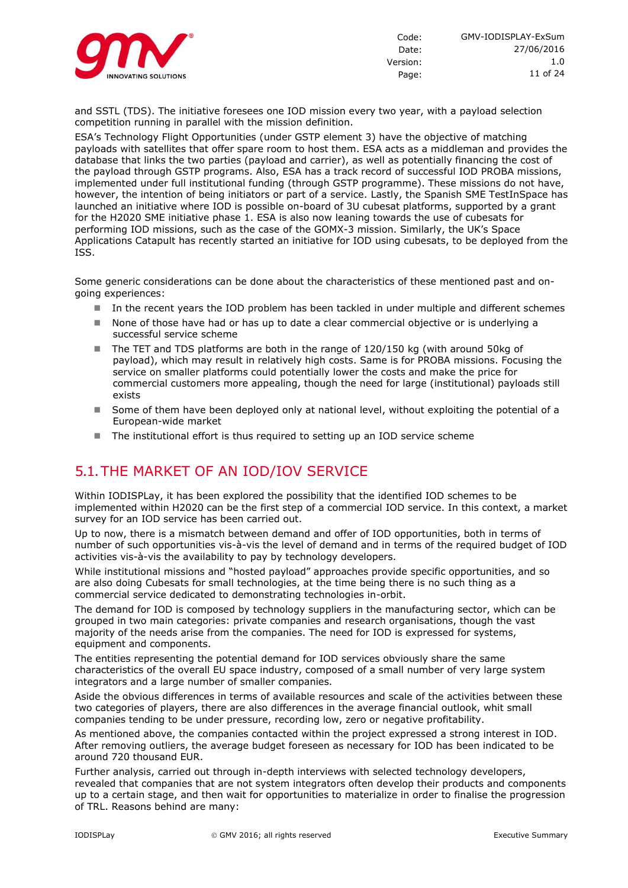and SSTL (TDS). The initiative foresees one IOD mission every two year, with a payload selection competition running in parallel with the mission definition.

ESA's Technology Flight Opportunities (under GSTP element 3) have the objective of matching payloads with satellites that offer spare room to host them. ESA acts as a middleman and provides the database that links the two parties (payload and carrier), as well as potentially financing the cost of the payload through GSTP programs. Also, ESA has a track record of successful IOD PROBA missions, implemented under full institutional funding (through GSTP programme). These missions do not have, however, the intention of being initiators or part of a service. Lastly, the Spanish SME TestInSpace has launched an initiative where IOD is possible on-board of 3U cubesat platforms, supported by a grant for the H2020 SME initiative phase 1. ESA is also now leaning towards the use of cubesats for performing IOD missions, such as the case of the GOMX-3 mission. Similarly, the UK's Space Applications Catapult has recently started an initiative for IOD using cubesats, to be deployed from the ISS.

Some generic considerations can be done about the characteristics of these mentioned past and on-going experiences:

- In the recent years the IOD problem has been tackled in under multiple and different schemes
- None of those have had or has up to date a clear commercial objective or is underlying a successful service scheme
- The TET and TDS platforms are both in the range of 120/150 kg (with around 50kg of payload), which may result in relatively high costs. Same is for PROBA missions. Focusing the service on smaller platforms could potentially lower the costs and make the price for commercial customers more appealing, though the need for large (institutional) payloads still exists
- Some of them have been deployed only at national level, without exploiting the potential of a European-wide market
- The institutional effort is thus required to setting up an IOD service scheme

## 5.1. THE MARKET OF AN IOD/IOV SERVICE

Within IODISPLay, it has been explored the possibility that the identified IOD schemes to be implemented within H2020 can be the first step of a commercial IOD service. In this context, a market survey for an IOD service has been carried out.

Up to now, there is a mismatch between demand and offer of IOD opportunities, both in terms of number of such opportunities vis-à-vis the level of demand and in terms of the required budget of IOD activities vis-à-vis the availability to pay by technology developers.

While institutional missions and "hosted payload" approaches provide specific opportunities, and so are also doing Cubesats for small technologies, at the time being there is no such thing as a commercial service dedicated to demonstrating technologies in-orbit.

The demand for IOD is composed by technology suppliers in the manufacturing sector, which can be grouped in two main categories: private companies and research organisations, though the vast majority of the needs arise from the companies. The need for IOD is expressed for systems, equipment and components.

The entities representing the potential demand for IOD services obviously share the same characteristics of the overall EU space industry, composed of a small number of very large system integrators and a large number of smaller companies.

Aside the obvious differences in terms of available resources and scale of the activities between these two categories of players, there are also differences in the average financial outlook, whit small companies tending to be under pressure, recording low, zero or negative profitability.

As mentioned above, the companies contacted within the project expressed a strong interest in IOD. After removing outliers, the average budget foreseen as necessary for IOD has been indicated to be around 720 thousand EUR.

Further analysis, carried out through in-depth interviews with selected technology developers, revealed that companies that are not system integrators often develop their products and components up to a certain stage, and then wait for opportunities to materialize in order to finalise the progression of TRL. Reasons behind are many: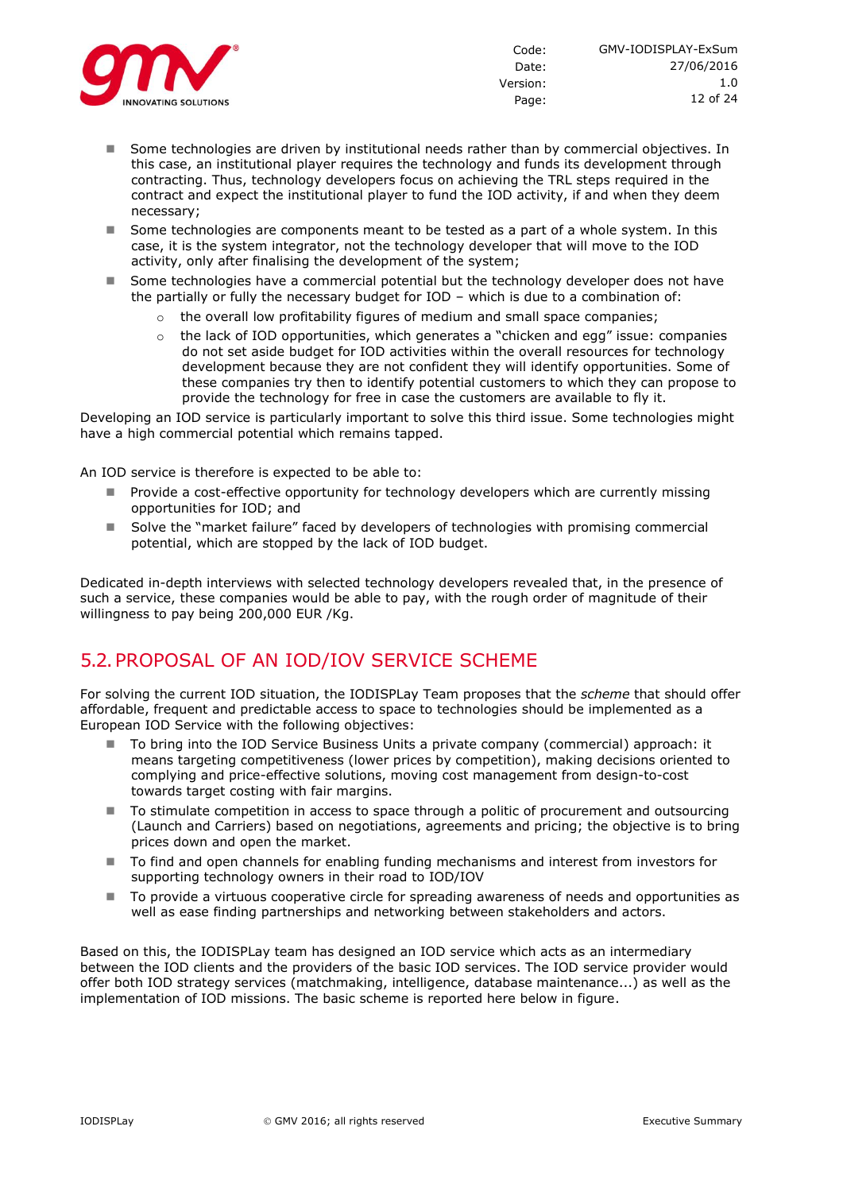- Some technologies are driven by institutional needs rather than by commercial objectives. In this case, an institutional player requires the technology and funds its development through contracting. Thus, technology developers focus on achieving the TRL steps required in the contract and expect the institutional player to fund the IOD activity, if and when they deem necessary;
- Some technologies are components meant to be tested as a part of a whole system. In this case, it is the system integrator, not the technology developer that will move to the IOD activity, only after finalising the development of the system;
- Some technologies have a commercial potential but the technology developer does not have the partially or fully the necessary budget for IOD – which is due to a combination of:
  - the overall low profitability figures of medium and small space companies;
  - the lack of IOD opportunities, which generates a "chicken and egg" issue: companies do not set aside budget for IOD activities within the overall resources for technology development because they are not confident they will identify opportunities. Some of these companies try then to identify potential customers to which they can propose to provide the technology for free in case the customers are available to fly it.

Developing an IOD service is particularly important to solve this third issue. Some technologies might have a high commercial potential which remains tapped.

An IOD service is therefore is expected to be able to:

- Provide a cost-effective opportunity for technology developers which are currently missing opportunities for IOD; and
- Solve the "market failure" faced by developers of technologies with promising commercial potential, which are stopped by the lack of IOD budget.

Dedicated in-depth interviews with selected technology developers revealed that, in the presence of such a service, these companies would be able to pay, with the rough order of magnitude of their willingness to pay being 200,000 EUR /Kg.

## 5.2. PROPOSAL OF AN IOD/IOV SERVICE SCHEME

For solving the current IOD situation, the IODISPLay Team proposes that the *scheme* that should offer affordable, frequent and predictable access to space to technologies should be implemented as a European IOD Service with the following objectives:

- To bring into the IOD Service Business Units a private company (commercial) approach: it means targeting competitiveness (lower prices by competition), making decisions oriented to complying and price-effective solutions, moving cost management from design-to-cost towards target costing with fair margins.
- To stimulate competition in access to space through a politic of procurement and outsourcing (Launch and Carriers) based on negotiations, agreements and pricing; the objective is to bring prices down and open the market.
- To find and open channels for enabling funding mechanisms and interest from investors for supporting technology owners in their road to IOD/IOV
- To provide a virtuous cooperative circle for spreading awareness of needs and opportunities as well as ease finding partnerships and networking between stakeholders and actors.

Based on this, the IODISPLay team has designed an IOD service which acts as an intermediary between the IOD clients and the providers of the basic IOD services. The IOD service provider would offer both IOD strategy services (matchmaking, intelligence, database maintenance...) as well as the implementation of IOD missions. The basic scheme is reported here below in figure.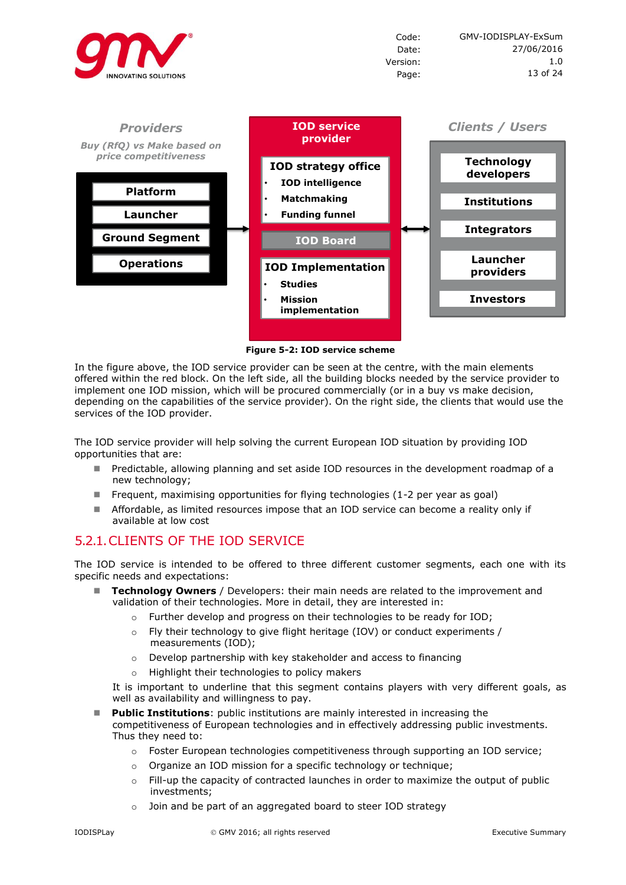**Providers**

*Buy (RfQ) vs Make based on price competitiveness*

- Platform
- Launcher
- Ground Segment
- Operations

**IOD service provider**

- **IOD strategy office**
  - IOD intelligence
  - Matchmaking
  - Funding funnel
- **IOD Board**
- **IOD Implementation**
  - Studies
  - Mission implementation

**Clients / Users**

- Technology developers
- Institutions
- Integrators
- Launcher providers
- Investors

**Figure 5-2: IOD service scheme**

In the figure above, the IOD service provider can be seen at the centre, with the main elements offered within the red block. On the left side, all the building blocks needed by the service provider to implement one IOD mission, which will be procured commercially (or in a buy vs make decision, depending on the capabilities of the service provider). On the right side, the clients that would use the services of the IOD provider.

The IOD service provider will help solving the current European IOD situation by providing IOD opportunities that are:

- Predictable, allowing planning and set aside IOD resources in the development roadmap of a new technology;
- Frequent, maximising opportunities for flying technologies (1-2 per year as goal)
- Affordable, as limited resources impose that an IOD service can become a reality only if available at low cost

## 5.2.1. CLIENTS OF THE IOD SERVICE

The IOD service is intended to be offered to three different customer segments, each one with its specific needs and expectations:

- **Technology Owners** / Developers: their main needs are related to the improvement and validation of their technologies. More in detail, they are interested in:
  - Further develop and progress on their technologies to be ready for IOD;
  - Fly their technology to give flight heritage (IOV) or conduct experiments / measurements (IOD);
  - Develop partnership with key stakeholder and access to financing
  - Highlight their technologies to policy makers

  It is important to underline that this segment contains players with very different goals, as well as availability and willingness to pay.
- **Public Institutions**: public institutions are mainly interested in increasing the competitiveness of European technologies and in effectively addressing public investments. Thus they need to:
  - Foster European technologies competitiveness through supporting an IOD service;
  - Organize an IOD mission for a specific technology or technique;
  - Fill-up the capacity of contracted launches in order to maximize the output of public investments;
  - Join and be part of an aggregated board to steer IOD strategy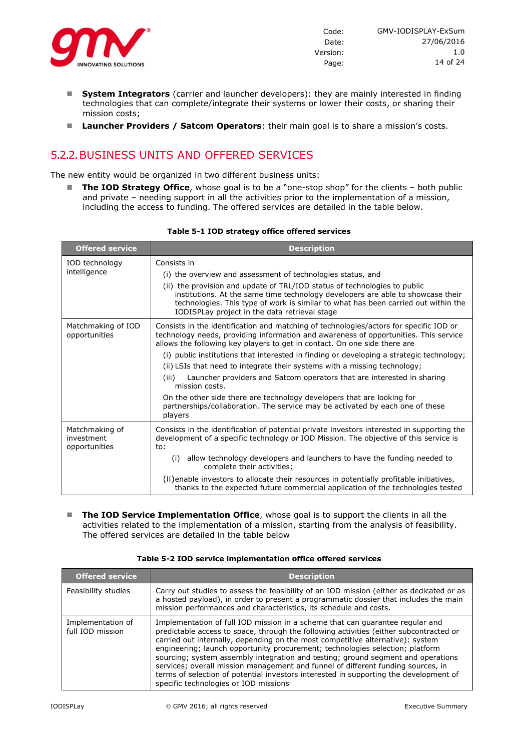- **System Integrators** (carrier and launcher developers): they are mainly interested in finding technologies that can complete/integrate their systems or lower their costs, or sharing their mission costs;
- **Launcher Providers / Satcom Operators**: their main goal is to share a mission's costs.

## 5.2.2. BUSINESS UNITS AND OFFERED SERVICES

The new entity would be organized in two different business units:

- **The IOD Strategy Office**, whose goal is to be a "one-stop shop" for the clients – both public and private – needing support in all the activities prior to the implementation of a mission, including the access to funding. The offered services are detailed in the table below.

**Table 5-1 IOD strategy office offered services**

| Offered service | Description |
|---|---|
| IOD technology intelligence | Consists in<br>(i) the overview and assessment of technologies status, and<br>(ii) the provision and update of TRL/IOD status of technologies to public institutions. At the same time technology developers are able to showcase their technologies. This type of work is similar to what has been carried out within the IODISPLay project in the data retrieval stage |
| Matchmaking of IOD opportunities | Consists in the identification and matching of technologies/actors for specific IOD or technology needs, providing information and awareness of opportunities. This service allows the following key players to get in contact. On one side there are<br>(i) public institutions that interested in finding or developing a strategic technology;<br>(ii) LSIs that need to integrate their systems with a missing technology;<br>(iii) Launcher providers and Satcom operators that are interested in sharing mission costs.<br>On the other side there are technology developers that are looking for partnerships/collaboration. The service may be activated by each one of these players |
| Matchmaking of investment opportunities | Consists in the identification of potential private investors interested in supporting the development of a specific technology or IOD Mission. The objective of this service is to:<br>(i) allow technology developers and launchers to have the funding needed to complete their activities;<br>(ii) enable investors to allocate their resources in potentially profitable initiatives, thanks to the expected future commercial application of the technologies tested |

- **The IOD Service Implementation Office**, whose goal is to support the clients in all the activities related to the implementation of a mission, starting from the analysis of feasibility. The offered services are detailed in the table below

**Table 5-2 IOD service implementation office offered services**

| Offered service | Description |
|---|---|
| Feasibility studies | Carry out studies to assess the feasibility of an IOD mission (either as dedicated or as a hosted payload), in order to present a programmatic dossier that includes the main mission performances and characteristics, its schedule and costs. |
| Implementation of full IOD mission | Implementation of full IOD mission in a scheme that can guarantee regular and predictable access to space, through the following activities (either subcontracted or carried out internally, depending on the most competitive alternative): system engineering; launch opportunity procurement; technologies selection; platform sourcing; system assembly integration and testing; ground segment and operations services; overall mission management and funnel of different funding sources, in terms of selection of potential investors interested in supporting the development of specific technologies or IOD missions |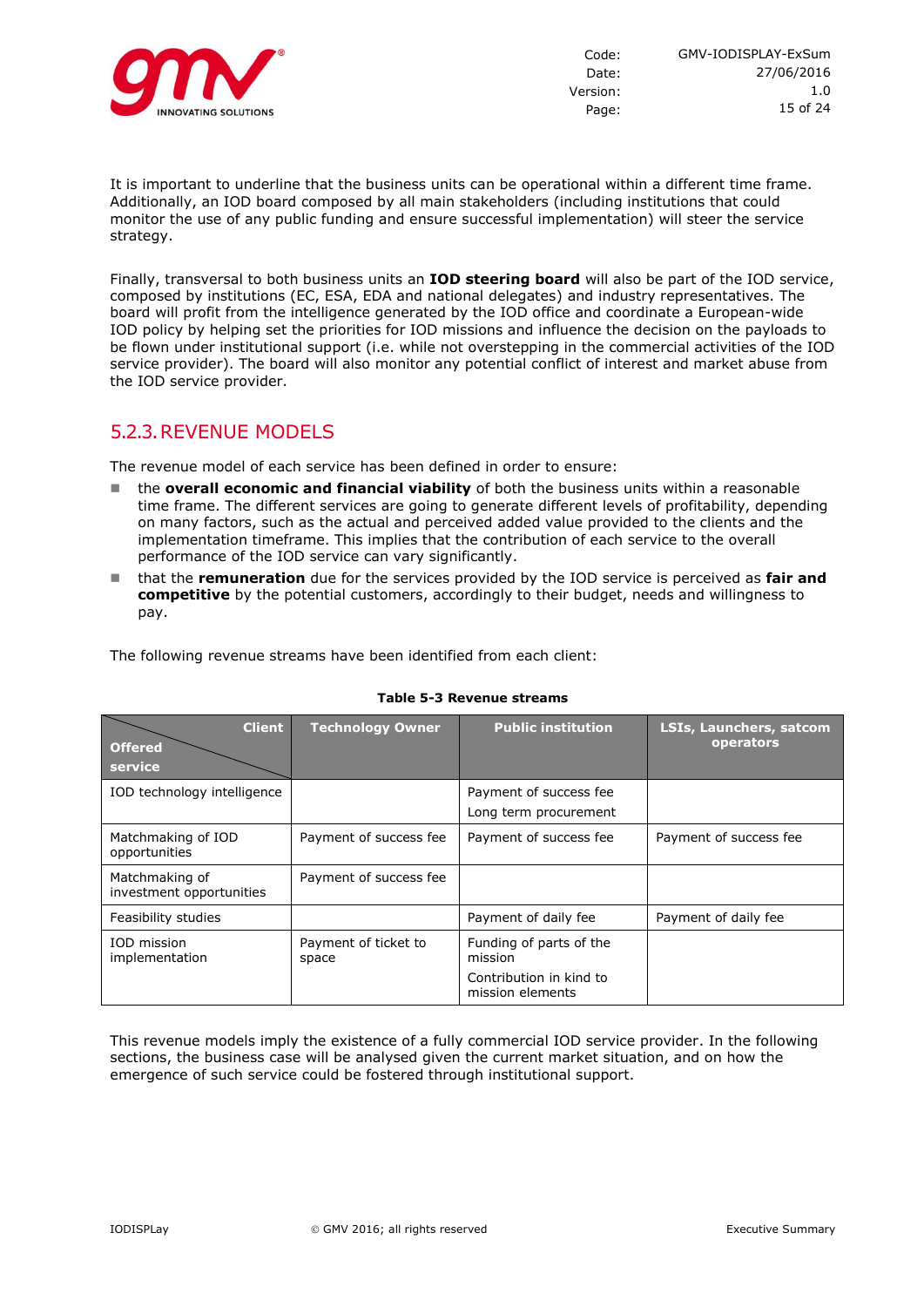It is important to underline that the business units can be operational within a different time frame. Additionally, an IOD board composed by all main stakeholders (including institutions that could monitor the use of any public funding and ensure successful implementation) will steer the service strategy.

Finally, transversal to both business units an **IOD steering board** will also be part of the IOD service, composed by institutions (EC, ESA, EDA and national delegates) and industry representatives. The board will profit from the intelligence generated by the IOD office and coordinate a European-wide IOD policy by helping set the priorities for IOD missions and influence the decision on the payloads to be flown under institutional support (i.e. while not overstepping in the commercial activities of the IOD service provider). The board will also monitor any potential conflict of interest and market abuse from the IOD service provider.

### 5.2.3. REVENUE MODELS

The revenue model of each service has been defined in order to ensure:

- the **overall economic and financial viability** of both the business units within a reasonable time frame. The different services are going to generate different levels of profitability, depending on many factors, such as the actual and perceived added value provided to the clients and the implementation timeframe. This implies that the contribution of each service to the overall performance of the IOD service can vary significantly.
- that the **remuneration** due for the services provided by the IOD service is perceived as **fair and competitive** by the potential customers, accordingly to their budget, needs and willingness to pay.

The following revenue streams have been identified from each client:

**Table 5-3 Revenue streams**

| Offered service / Client | Technology Owner | Public institution | LSIs, Launchers, satcom operators |
|---|---|---|---|
| IOD technology intelligence | | Payment of success fee<br>Long term procurement | |
| Matchmaking of IOD opportunities | Payment of success fee | Payment of success fee | Payment of success fee |
| Matchmaking of investment opportunities | Payment of success fee | | |
| Feasibility studies | | Payment of daily fee | Payment of daily fee |
| IOD mission implementation | Payment of ticket to space | Funding of parts of the mission<br>Contribution in kind to mission elements | |

This revenue models imply the existence of a fully commercial IOD service provider. In the following sections, the business case will be analysed given the current market situation, and on how the emergence of such service could be fostered through institutional support.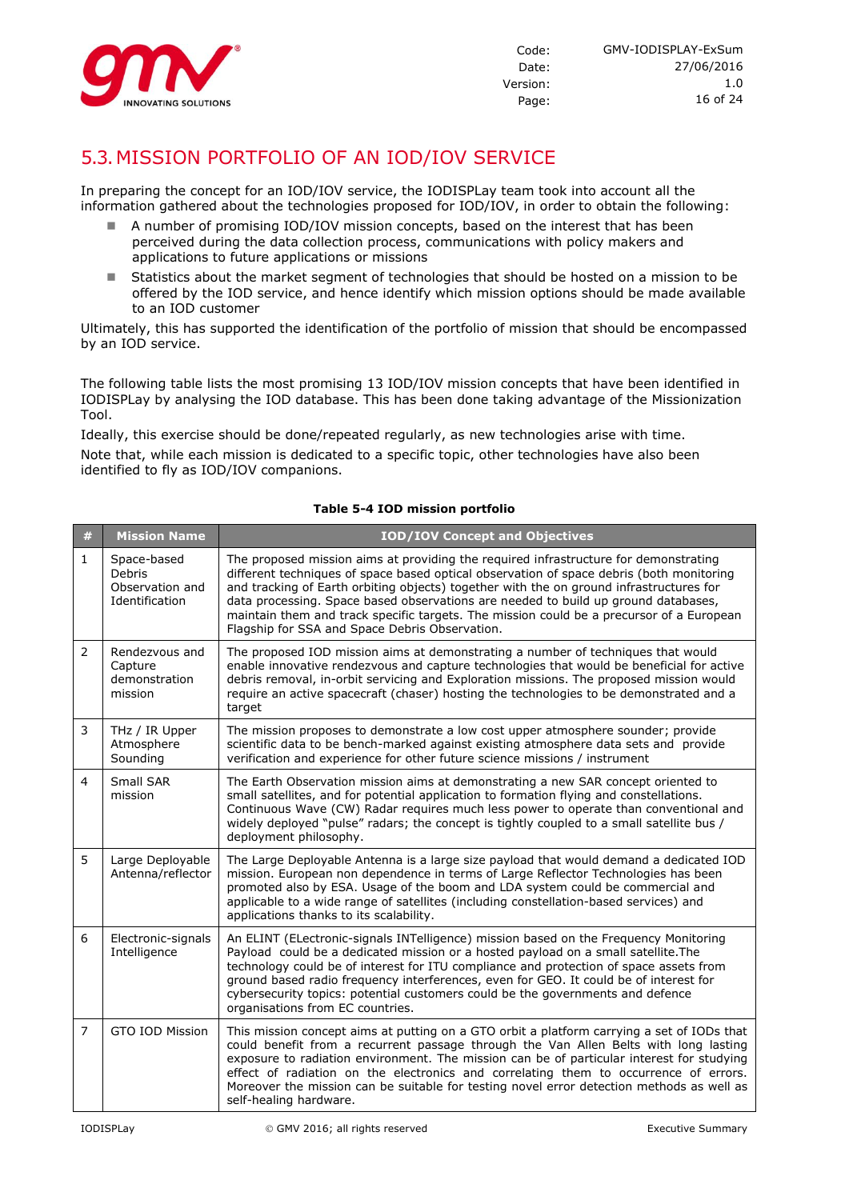## 5.3. MISSION PORTFOLIO OF AN IOD/IOV SERVICE

In preparing the concept for an IOD/IOV service, the IODISPLay team took into account all the information gathered about the technologies proposed for IOD/IOV, in order to obtain the following:

- A number of promising IOD/IOV mission concepts, based on the interest that has been perceived during the data collection process, communications with policy makers and applications to future applications or missions
- Statistics about the market segment of technologies that should be hosted on a mission to be offered by the IOD service, and hence identify which mission options should be made available to an IOD customer

Ultimately, this has supported the identification of the portfolio of mission that should be encompassed by an IOD service.

The following table lists the most promising 13 IOD/IOV mission concepts that have been identified in IODISPLay by analysing the IOD database. This has been done taking advantage of the Missionization Tool.

Ideally, this exercise should be done/repeated regularly, as new technologies arise with time.

Note that, while each mission is dedicated to a specific topic, other technologies have also been identified to fly as IOD/IOV companions.

**Table 5-4 IOD mission portfolio**

| # | Mission Name | IOD/IOV Concept and Objectives |
|---|---|---|
| 1 | Space-based Debris Observation and Identification | The proposed mission aims at providing the required infrastructure for demonstrating different techniques of space based optical observation of space debris (both monitoring and tracking of Earth orbiting objects) together with the on ground infrastructures for data processing. Space based observations are needed to build up ground databases, maintain them and track specific targets. The mission could be a precursor of a European Flagship for SSA and Space Debris Observation. |
| 2 | Rendezvous and Capture demonstration mission | The proposed IOD mission aims at demonstrating a number of techniques that would enable innovative rendezvous and capture technologies that would be beneficial for active debris removal, in-orbit servicing and Exploration missions. The proposed mission would require an active spacecraft (chaser) hosting the technologies to be demonstrated and a target |
| 3 | THz / IR Upper Atmosphere Sounding | The mission proposes to demonstrate a low cost upper atmosphere sounder; provide scientific data to be bench-marked against existing atmosphere data sets and provide verification and experience for other future science missions / instrument |
| 4 | Small SAR mission | The Earth Observation mission aims at demonstrating a new SAR concept oriented to small satellites, and for potential application to formation flying and constellations. Continuous Wave (CW) Radar requires much less power to operate than conventional and widely deployed "pulse" radars; the concept is tightly coupled to a small satellite bus / deployment philosophy. |
| 5 | Large Deployable Antenna/reflector | The Large Deployable Antenna is a large size payload that would demand a dedicated IOD mission. European non dependence in terms of Large Reflector Technologies has been promoted also by ESA. Usage of the boom and LDA system could be commercial and applicable to a wide range of satellites (including constellation-based services) and applications thanks to its scalability. |
| 6 | Electronic-signals Intelligence | An ELINT (ELectronic-signals INTelligence) mission based on the Frequency Monitoring Payload could be a dedicated mission or a hosted payload on a small satellite.The technology could be of interest for ITU compliance and protection of space assets from ground based radio frequency interferences, even for GEO. It could be of interest for cybersecurity topics: potential customers could be the governments and defence organisations from EC countries. |
| 7 | GTO IOD Mission | This mission concept aims at putting on a GTO orbit a platform carrying a set of IODs that could benefit from a recurrent passage through the Van Allen Belts with long lasting exposure to radiation environment. The mission can be of particular interest for studying effect of radiation on the electronics and correlating them to occurrence of errors. Moreover the mission can be suitable for testing novel error detection methods as well as self-healing hardware. |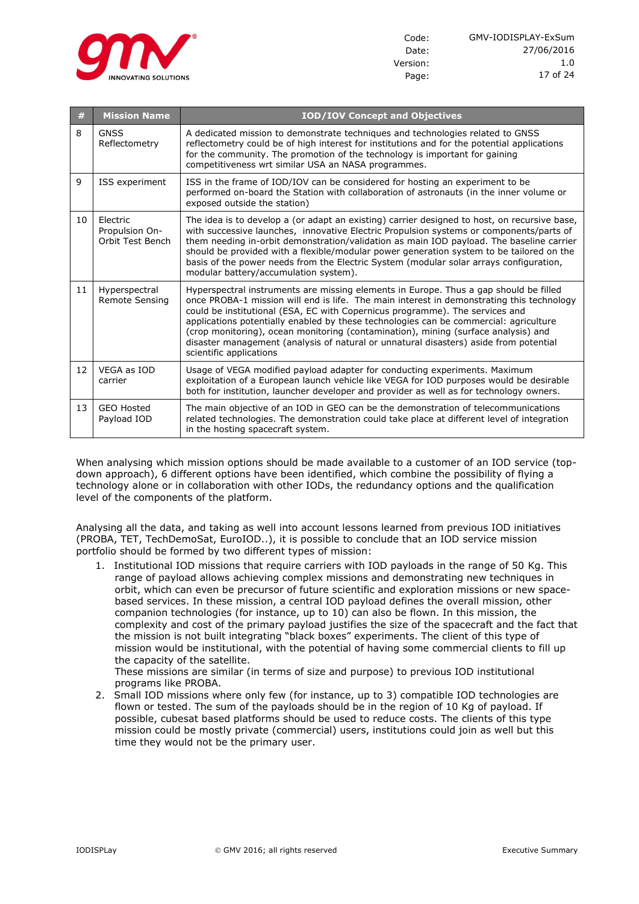| # | Mission Name | IOD/IOV Concept and Objectives |
|---|---|---|
| 8 | GNSS Reflectometry | A dedicated mission to demonstrate techniques and technologies related to GNSS reflectometry could be of high interest for institutions and for the potential applications for the community. The promotion of the technology is important for gaining competitiveness wrt similar USA an NASA programmes. |
| 9 | ISS experiment | ISS in the frame of IOD/IOV can be considered for hosting an experiment to be performed on-board the Station with collaboration of astronauts (in the inner volume or exposed outside the station) |
| 10 | Electric Propulsion On-Orbit Test Bench | The idea is to develop a (or adapt an existing) carrier designed to host, on recursive base, with successive launches, innovative Electric Propulsion systems or components/parts of them needing in-orbit demonstration/validation as main IOD payload. The baseline carrier should be provided with a flexible/modular power generation system to be tailored on the basis of the power needs from the Electric System (modular solar arrays configuration, modular battery/accumulation system). |
| 11 | Hyperspectral Remote Sensing | Hyperspectral instruments are missing elements in Europe. Thus a gap should be filled once PROBA-1 mission will end is life. The main interest in demonstrating this technology could be institutional (ESA, EC with Copernicus programme). The services and applications potentially enabled by these technologies can be commercial: agriculture (crop monitoring), ocean monitoring (contamination), mining (surface analysis) and disaster management (analysis of natural or unnatural disasters) aside from potential scientific applications |
| 12 | VEGA as IOD carrier | Usage of VEGA modified payload adapter for conducting experiments. Maximum exploitation of a European launch vehicle like VEGA for IOD purposes would be desirable both for institution, launcher developer and provider as well as for technology owners. |
| 13 | GEO Hosted Payload IOD | The main objective of an IOD in GEO can be the demonstration of telecommunications related technologies. The demonstration could take place at different level of integration in the hosting spacecraft system. |

When analysing which mission options should be made available to a customer of an IOD service (top-down approach), 6 different options have been identified, which combine the possibility of flying a technology alone or in collaboration with other IODs, the redundancy options and the qualification level of the components of the platform.

Analysing all the data, and taking as well into account lessons learned from previous IOD initiatives (PROBA, TET, TechDemoSat, EuroIOD..), it is possible to conclude that an IOD service mission portfolio should be formed by two different types of mission:

1. Institutional IOD missions that require carriers with IOD payloads in the range of 50 Kg. This range of payload allows achieving complex missions and demonstrating new techniques in orbit, which can even be precursor of future scientific and exploration missions or new space-based services. In these mission, a central IOD payload defines the overall mission, other companion technologies (for instance, up to 10) can also be flown. In this mission, the complexity and cost of the primary payload justifies the size of the spacecraft and the fact that the mission is not built integrating "black boxes" experiments. The client of this type of mission would be institutional, with the potential of having some commercial clients to fill up the capacity of the satellite.
   These missions are similar (in terms of size and purpose) to previous IOD institutional programs like PROBA.
2. Small IOD missions where only few (for instance, up to 3) compatible IOD technologies are flown or tested. The sum of the payloads should be in the region of 10 Kg of payload. If possible, cubesat based platforms should be used to reduce costs. The clients of this type mission could be mostly private (commercial) users, institutions could join as well but this time they would not be the primary user.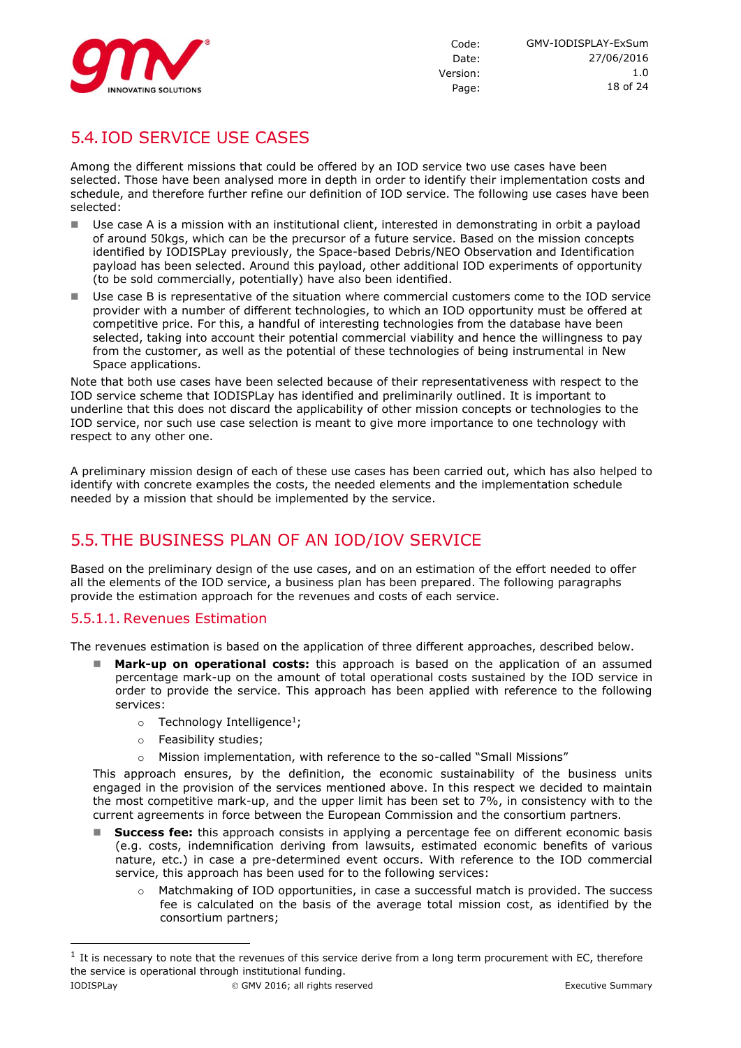## 5.4. IOD SERVICE USE CASES

Among the different missions that could be offered by an IOD service two use cases have been selected. Those have been analysed more in depth in order to identify their implementation costs and schedule, and therefore further refine our definition of IOD service. The following use cases have been selected:

- Use case A is a mission with an institutional client, interested in demonstrating in orbit a payload of around 50kgs, which can be the precursor of a future service. Based on the mission concepts identified by IODISPLay previously, the Space-based Debris/NEO Observation and Identification payload has been selected. Around this payload, other additional IOD experiments of opportunity (to be sold commercially, potentially) have also been identified.
- Use case B is representative of the situation where commercial customers come to the IOD service provider with a number of different technologies, to which an IOD opportunity must be offered at competitive price. For this, a handful of interesting technologies from the database have been selected, taking into account their potential commercial viability and hence the willingness to pay from the customer, as well as the potential of these technologies of being instrumental in New Space applications.

Note that both use cases have been selected because of their representativeness with respect to the IOD service scheme that IODISPLay has identified and preliminarily outlined. It is important to underline that this does not discard the applicability of other mission concepts or technologies to the IOD service, nor such use case selection is meant to give more importance to one technology with respect to any other one.

A preliminary mission design of each of these use cases has been carried out, which has also helped to identify with concrete examples the costs, the needed elements and the implementation schedule needed by a mission that should be implemented by the service.

## 5.5. THE BUSINESS PLAN OF AN IOD/IOV SERVICE

Based on the preliminary design of the use cases, and on an estimation of the effort needed to offer all the elements of the IOD service, a business plan has been prepared. The following paragraphs provide the estimation approach for the revenues and costs of each service.

### 5.5.1.1. Revenues Estimation

The revenues estimation is based on the application of three different approaches, described below.

- **Mark-up on operational costs:** this approach is based on the application of an assumed percentage mark-up on the amount of total operational costs sustained by the IOD service in order to provide the service. This approach has been applied with reference to the following services:
  - Technology Intelligence[1];
  - Feasibility studies;
  - Mission implementation, with reference to the so-called "Small Missions"

  This approach ensures, by the definition, the economic sustainability of the business units engaged in the provision of the services mentioned above. In this respect we decided to maintain the most competitive mark-up, and the upper limit has been set to 7%, in consistency with to the current agreements in force between the European Commission and the consortium partners.
- **Success fee:** this approach consists in applying a percentage fee on different economic basis (e.g. costs, indemnification deriving from lawsuits, estimated economic benefits of various nature, etc.) in case a pre-determined event occurs. With reference to the IOD commercial service, this approach has been used for to the following services:
  - Matchmaking of IOD opportunities, in case a successful match is provided. The success fee is calculated on the basis of the average total mission cost, as identified by the consortium partners;

[1] It is necessary to note that the revenues of this service derive from a long term procurement with EC, therefore the service is operational through institutional funding.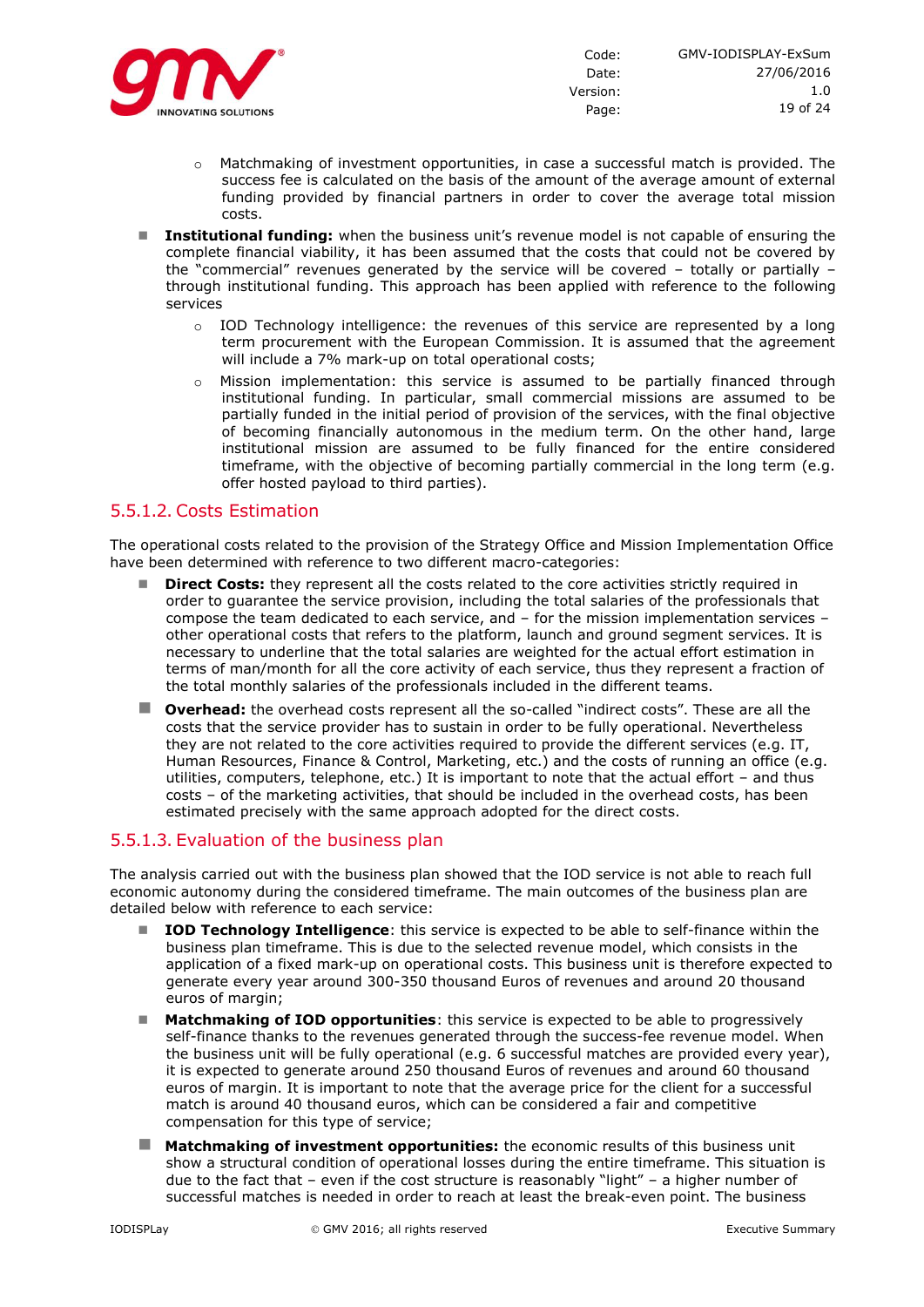- Matchmaking of investment opportunities, in case a successful match is provided. The success fee is calculated on the basis of the amount of the average amount of external funding provided by financial partners in order to cover the average total mission costs.

- **Institutional funding:** when the business unit's revenue model is not capable of ensuring the complete financial viability, it has been assumed that the costs that could not be covered by the "commercial" revenues generated by the service will be covered – totally or partially – through institutional funding. This approach has been applied with reference to the following services
    - IOD Technology intelligence: the revenues of this service are represented by a long term procurement with the European Commission. It is assumed that the agreement will include a 7% mark-up on total operational costs;
    - Mission implementation: this service is assumed to be partially financed through institutional funding. In particular, small commercial missions are assumed to be partially funded in the initial period of provision of the services, with the final objective of becoming financially autonomous in the medium term. On the other hand, large institutional mission are assumed to be fully financed for the entire considered timeframe, with the objective of becoming partially commercial in the long term (e.g. offer hosted payload to third parties).

### 5.5.1.2. Costs Estimation

The operational costs related to the provision of the Strategy Office and Mission Implementation Office have been determined with reference to two different macro-categories:

- **Direct Costs:** they represent all the costs related to the core activities strictly required in order to guarantee the service provision, including the total salaries of the professionals that compose the team dedicated to each service, and – for the mission implementation services – other operational costs that refers to the platform, launch and ground segment services. It is necessary to underline that the total salaries are weighted for the actual effort estimation in terms of man/month for all the core activity of each service, thus they represent a fraction of the total monthly salaries of the professionals included in the different teams.
- **Overhead:** the overhead costs represent all the so-called "indirect costs". These are all the costs that the service provider has to sustain in order to be fully operational. Nevertheless they are not related to the core activities required to provide the different services (e.g. IT, Human Resources, Finance & Control, Marketing, etc.) and the costs of running an office (e.g. utilities, computers, telephone, etc.) It is important to note that the actual effort – and thus costs – of the marketing activities, that should be included in the overhead costs, has been estimated precisely with the same approach adopted for the direct costs.

### 5.5.1.3. Evaluation of the business plan

The analysis carried out with the business plan showed that the IOD service is not able to reach full economic autonomy during the considered timeframe. The main outcomes of the business plan are detailed below with reference to each service:

- **IOD Technology Intelligence**: this service is expected to be able to self-finance within the business plan timeframe. This is due to the selected revenue model, which consists in the application of a fixed mark-up on operational costs. This business unit is therefore expected to generate every year around 300-350 thousand Euros of revenues and around 20 thousand euros of margin;
- **Matchmaking of IOD opportunities**: this service is expected to be able to progressively self-finance thanks to the revenues generated through the success-fee revenue model. When the business unit will be fully operational (e.g. 6 successful matches are provided every year), it is expected to generate around 250 thousand Euros of revenues and around 60 thousand euros of margin. It is important to note that the average price for the client for a successful match is around 40 thousand euros, which can be considered a fair and competitive compensation for this type of service;
- **Matchmaking of investment opportunities:** the economic results of this business unit show a structural condition of operational losses during the entire timeframe. This situation is due to the fact that – even if the cost structure is reasonably "light" – a higher number of successful matches is needed in order to reach at least the break-even point. The business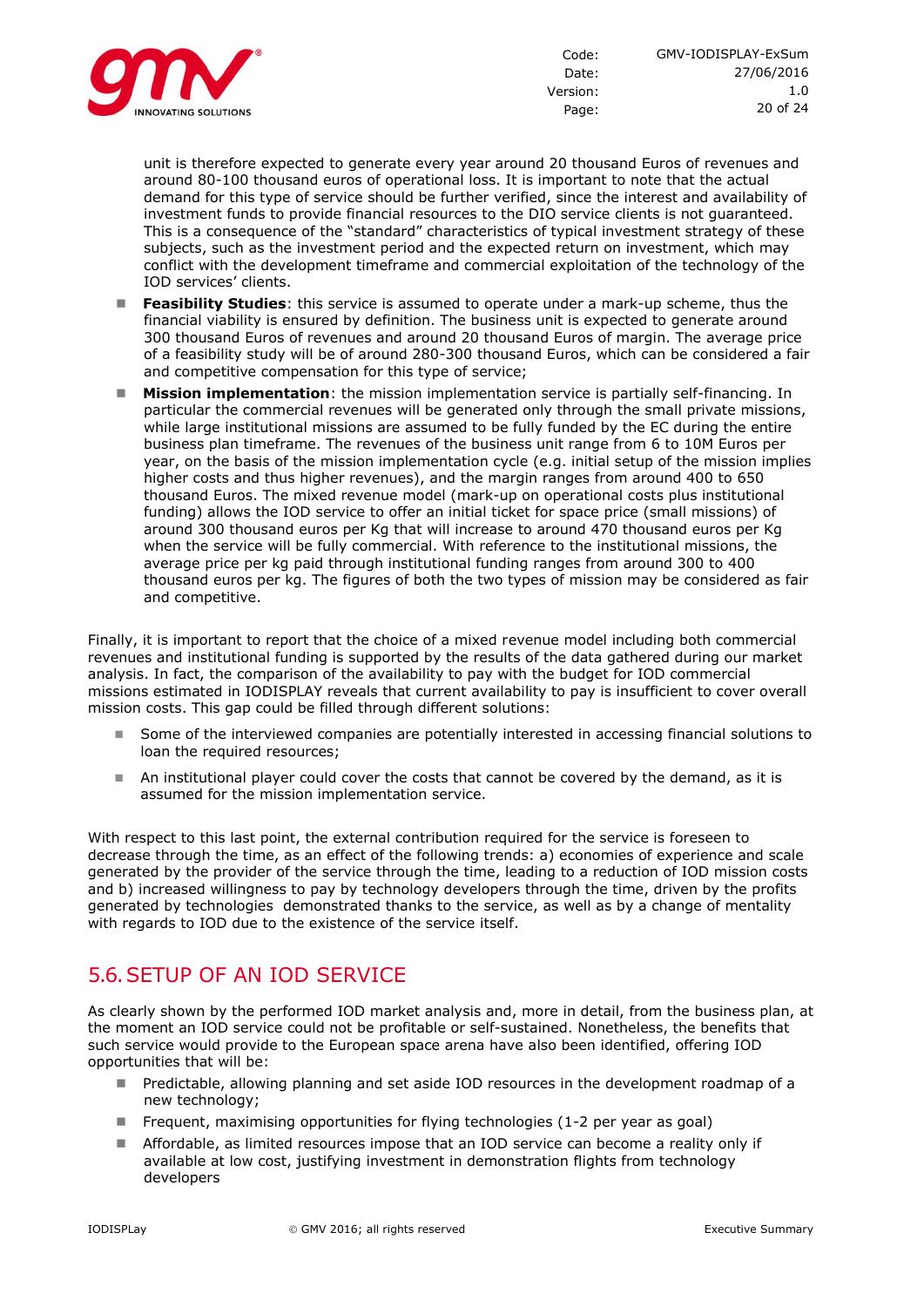unit is therefore expected to generate every year around 20 thousand Euros of revenues and around 80-100 thousand euros of operational loss. It is important to note that the actual demand for this type of service should be further verified, since the interest and availability of investment funds to provide financial resources to the DIO service clients is not guaranteed. This is a consequence of the "standard" characteristics of typical investment strategy of these subjects, such as the investment period and the expected return on investment, which may conflict with the development timeframe and commercial exploitation of the technology of the IOD services' clients.

- **Feasibility Studies**: this service is assumed to operate under a mark-up scheme, thus the financial viability is ensured by definition. The business unit is expected to generate around 300 thousand Euros of revenues and around 20 thousand Euros of margin. The average price of a feasibility study will be of around 280-300 thousand Euros, which can be considered a fair and competitive compensation for this type of service;
- **Mission implementation**: the mission implementation service is partially self-financing. In particular the commercial revenues will be generated only through the small private missions, while large institutional missions are assumed to be fully funded by the EC during the entire business plan timeframe. The revenues of the business unit range from 6 to 10M Euros per year, on the basis of the mission implementation cycle (e.g. initial setup of the mission implies higher costs and thus higher revenues), and the margin ranges from around 400 to 650 thousand Euros. The mixed revenue model (mark-up on operational costs plus institutional funding) allows the IOD service to offer an initial ticket for space price (small missions) of around 300 thousand euros per Kg that will increase to around 470 thousand euros per Kg when the service will be fully commercial. With reference to the institutional missions, the average price per kg paid through institutional funding ranges from around 300 to 400 thousand euros per kg. The figures of both the two types of mission may be considered as fair and competitive.

Finally, it is important to report that the choice of a mixed revenue model including both commercial revenues and institutional funding is supported by the results of the data gathered during our market analysis. In fact, the comparison of the availability to pay with the budget for IOD commercial missions estimated in IODISPLAY reveals that current availability to pay is insufficient to cover overall mission costs. This gap could be filled through different solutions:

- Some of the interviewed companies are potentially interested in accessing financial solutions to loan the required resources;
- An institutional player could cover the costs that cannot be covered by the demand, as it is assumed for the mission implementation service.

With respect to this last point, the external contribution required for the service is foreseen to decrease through the time, as an effect of the following trends: a) economies of experience and scale generated by the provider of the service through the time, leading to a reduction of IOD mission costs and b) increased willingness to pay by technology developers through the time, driven by the profits generated by technologies demonstrated thanks to the service, as well as by a change of mentality with regards to IOD due to the existence of the service itself.

## 5.6. SETUP OF AN IOD SERVICE

As clearly shown by the performed IOD market analysis and, more in detail, from the business plan, at the moment an IOD service could not be profitable or self-sustained. Nonetheless, the benefits that such service would provide to the European space arena have also been identified, offering IOD opportunities that will be:

- Predictable, allowing planning and set aside IOD resources in the development roadmap of a new technology;
- Frequent, maximising opportunities for flying technologies (1-2 per year as goal)
- Affordable, as limited resources impose that an IOD service can become a reality only if available at low cost, justifying investment in demonstration flights from technology developers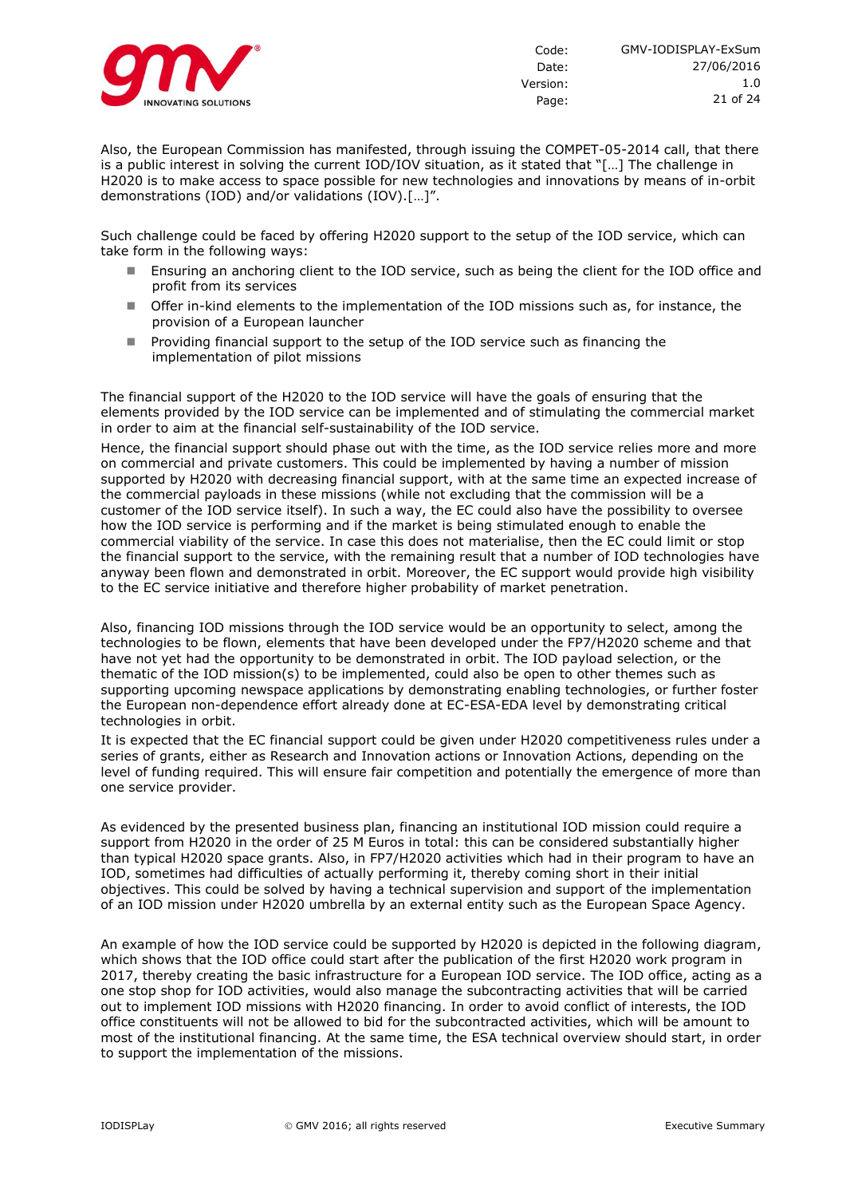Also, the European Commission has manifested, through issuing the COMPET-05-2014 call, that there is a public interest in solving the current IOD/IOV situation, as it stated that "[…] The challenge in H2020 is to make access to space possible for new technologies and innovations by means of in-orbit demonstrations (IOD) and/or validations (IOV).[…]".

Such challenge could be faced by offering H2020 support to the setup of the IOD service, which can take form in the following ways:

- Ensuring an anchoring client to the IOD service, such as being the client for the IOD office and profit from its services
- Offer in-kind elements to the implementation of the IOD missions such as, for instance, the provision of a European launcher
- Providing financial support to the setup of the IOD service such as financing the implementation of pilot missions

The financial support of the H2020 to the IOD service will have the goals of ensuring that the elements provided by the IOD service can be implemented and of stimulating the commercial market in order to aim at the financial self-sustainability of the IOD service.

Hence, the financial support should phase out with the time, as the IOD service relies more and more on commercial and private customers. This could be implemented by having a number of mission supported by H2020 with decreasing financial support, with at the same time an expected increase of the commercial payloads in these missions (while not excluding that the commission will be a customer of the IOD service itself). In such a way, the EC could also have the possibility to oversee how the IOD service is performing and if the market is being stimulated enough to enable the commercial viability of the service. In case this does not materialise, then the EC could limit or stop the financial support to the service, with the remaining result that a number of IOD technologies have anyway been flown and demonstrated in orbit. Moreover, the EC support would provide high visibility to the EC service initiative and therefore higher probability of market penetration.

Also, financing IOD missions through the IOD service would be an opportunity to select, among the technologies to be flown, elements that have been developed under the FP7/H2020 scheme and that have not yet had the opportunity to be demonstrated in orbit. The IOD payload selection, or the thematic of the IOD mission(s) to be implemented, could also be open to other themes such as supporting upcoming newspace applications by demonstrating enabling technologies, or further foster the European non-dependence effort already done at EC-ESA-EDA level by demonstrating critical technologies in orbit.

It is expected that the EC financial support could be given under H2020 competitiveness rules under a series of grants, either as Research and Innovation actions or Innovation Actions, depending on the level of funding required. This will ensure fair competition and potentially the emergence of more than one service provider.

As evidenced by the presented business plan, financing an institutional IOD mission could require a support from H2020 in the order of 25 M Euros in total: this can be considered substantially higher than typical H2020 space grants. Also, in FP7/H2020 activities which had in their program to have an IOD, sometimes had difficulties of actually performing it, thereby coming short in their initial objectives. This could be solved by having a technical supervision and support of the implementation of an IOD mission under H2020 umbrella by an external entity such as the European Space Agency.

An example of how the IOD service could be supported by H2020 is depicted in the following diagram, which shows that the IOD office could start after the publication of the first H2020 work program in 2017, thereby creating the basic infrastructure for a European IOD service. The IOD office, acting as a one stop shop for IOD activities, would also manage the subcontracting activities that will be carried out to implement IOD missions with H2020 financing. In order to avoid conflict of interests, the IOD office constituents will not be allowed to bid for the subcontracted activities, which will be amount to most of the institutional financing. At the same time, the ESA technical overview should start, in order to support the implementation of the missions.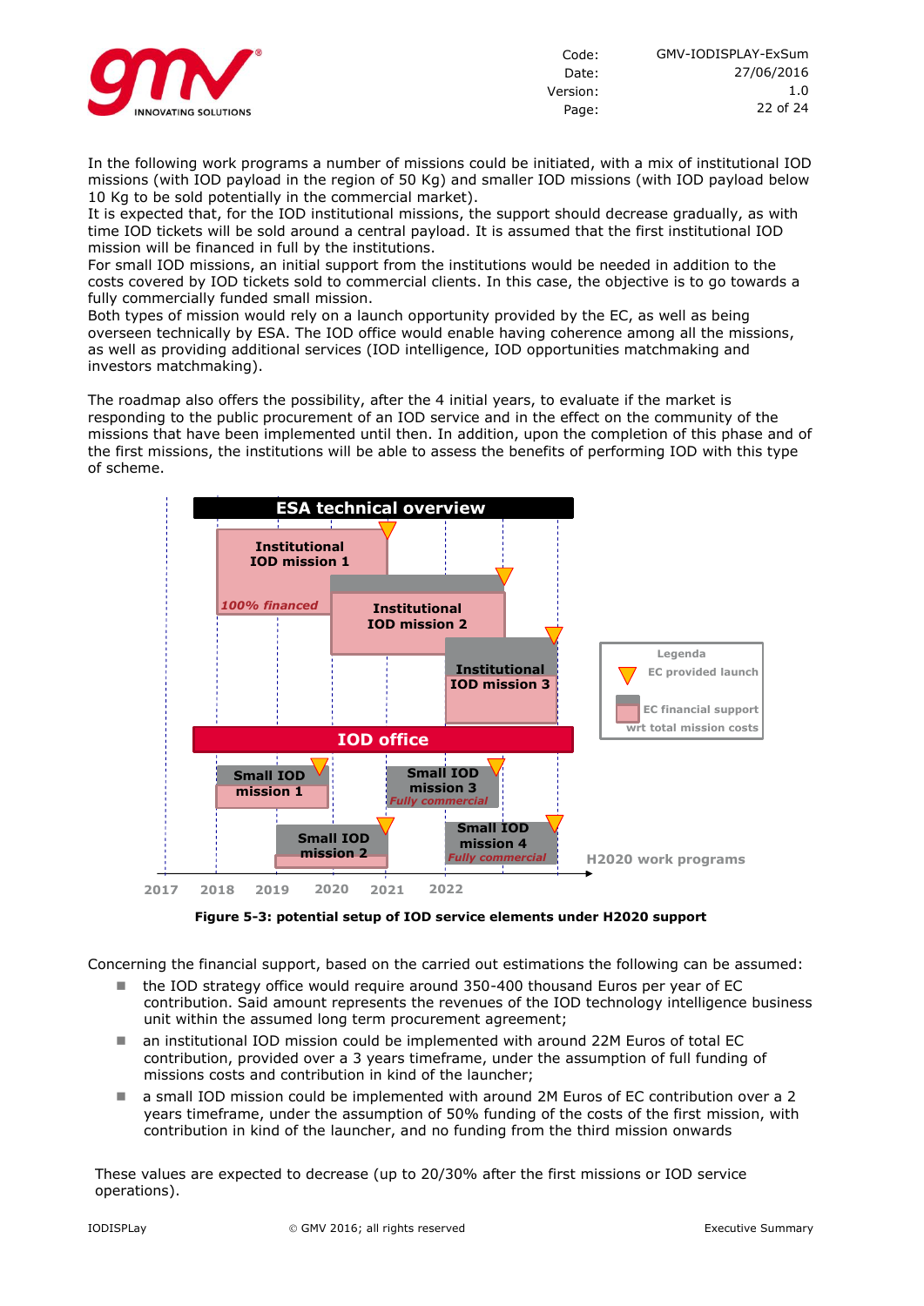In the following work programs a number of missions could be initiated, with a mix of institutional IOD missions (with IOD payload in the region of 50 Kg) and smaller IOD missions (with IOD payload below 10 Kg to be sold potentially in the commercial market).
It is expected that, for the IOD institutional missions, the support should decrease gradually, as with time IOD tickets will be sold around a central payload. It is assumed that the first institutional IOD mission will be financed in full by the institutions.
For small IOD missions, an initial support from the institutions would be needed in addition to the costs covered by IOD tickets sold to commercial clients. In this case, the objective is to go towards a fully commercially funded small mission.
Both types of mission would rely on a launch opportunity provided by the EC, as well as being overseen technically by ESA. The IOD office would enable having coherence among all the missions, as well as providing additional services (IOD intelligence, IOD opportunities matchmaking and investors matchmaking).

The roadmap also offers the possibility, after the 4 initial years, to evaluate if the market is responding to the public procurement of an IOD service and in the effect on the community of the missions that have been implemented until then. In addition, upon the completion of this phase and of the first missions, the institutions will be able to assess the benefits of performing IOD with this type of scheme.

ESA technical overview

Institutional IOD mission 1 — 100% financed

Institutional IOD mission 2

Institutional IOD mission 3

IOD office

Small IOD mission 1

Small IOD mission 2

Small IOD mission 3 — Fully commercial

Small IOD mission 4 — Fully commercial

Legenda: EC provided launch; EC financial support wrt total mission costs

H2020 work programs

2017 2018 2019 2020 2021 2022

**Figure 5-3: potential setup of IOD service elements under H2020 support**

Concerning the financial support, based on the carried out estimations the following can be assumed:

- the IOD strategy office would require around 350-400 thousand Euros per year of EC contribution. Said amount represents the revenues of the IOD technology intelligence business unit within the assumed long term procurement agreement;
- an institutional IOD mission could be implemented with around 22M Euros of total EC contribution, provided over a 3 years timeframe, under the assumption of full funding of missions costs and contribution in kind of the launcher;
- a small IOD mission could be implemented with around 2M Euros of EC contribution over a 2 years timeframe, under the assumption of 50% funding of the costs of the first mission, with contribution in kind of the launcher, and no funding from the third mission onwards

These values are expected to decrease (up to 20/30% after the first missions or IOD service operations).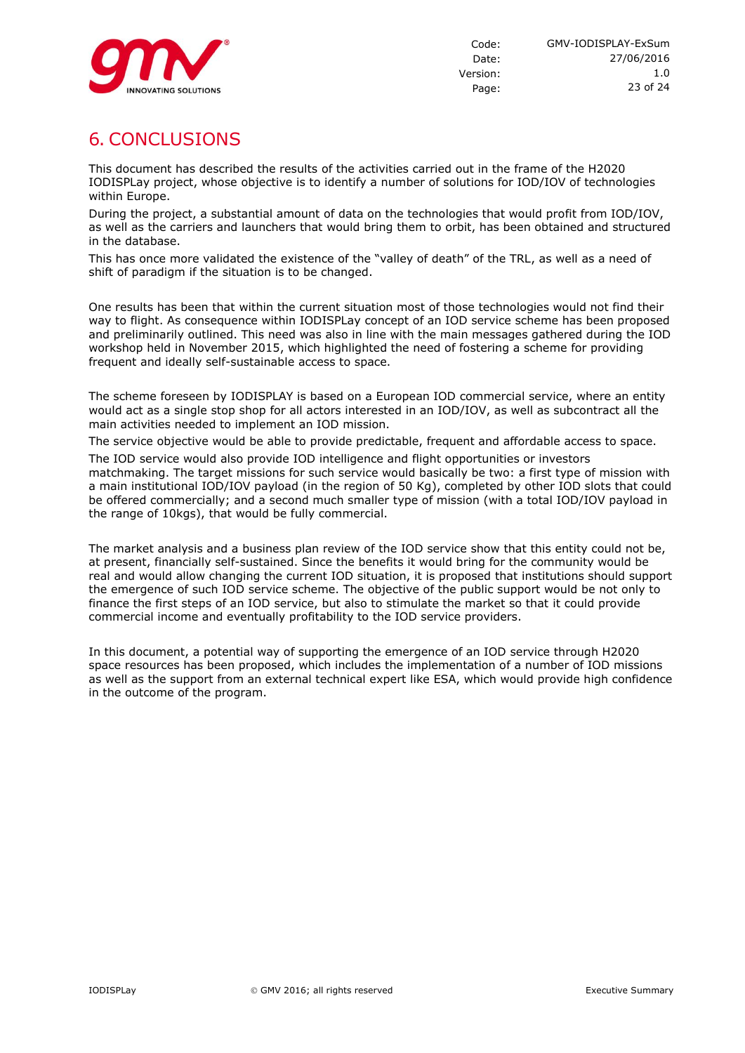# 6. CONCLUSIONS

This document has described the results of the activities carried out in the frame of the H2020 IODISPLay project, whose objective is to identify a number of solutions for IOD/IOV of technologies within Europe.

During the project, a substantial amount of data on the technologies that would profit from IOD/IOV, as well as the carriers and launchers that would bring them to orbit, has been obtained and structured in the database.

This has once more validated the existence of the "valley of death" of the TRL, as well as a need of shift of paradigm if the situation is to be changed.

One results has been that within the current situation most of those technologies would not find their way to flight. As consequence within IODISPLay concept of an IOD service scheme has been proposed and preliminarily outlined. This need was also in line with the main messages gathered during the IOD workshop held in November 2015, which highlighted the need of fostering a scheme for providing frequent and ideally self-sustainable access to space.

The scheme foreseen by IODISPLAY is based on a European IOD commercial service, where an entity would act as a single stop shop for all actors interested in an IOD/IOV, as well as subcontract all the main activities needed to implement an IOD mission.

The service objective would be able to provide predictable, frequent and affordable access to space.

The IOD service would also provide IOD intelligence and flight opportunities or investors matchmaking. The target missions for such service would basically be two: a first type of mission with a main institutional IOD/IOV payload (in the region of 50 Kg), completed by other IOD slots that could be offered commercially; and a second much smaller type of mission (with a total IOD/IOV payload in the range of 10kgs), that would be fully commercial.

The market analysis and a business plan review of the IOD service show that this entity could not be, at present, financially self-sustained. Since the benefits it would bring for the community would be real and would allow changing the current IOD situation, it is proposed that institutions should support the emergence of such IOD service scheme. The objective of the public support would be not only to finance the first steps of an IOD service, but also to stimulate the market so that it could provide commercial income and eventually profitability to the IOD service providers.

In this document, a potential way of supporting the emergence of an IOD service through H2020 space resources has been proposed, which includes the implementation of a number of IOD missions as well as the support from an external technical expert like ESA, which would provide high confidence in the outcome of the program.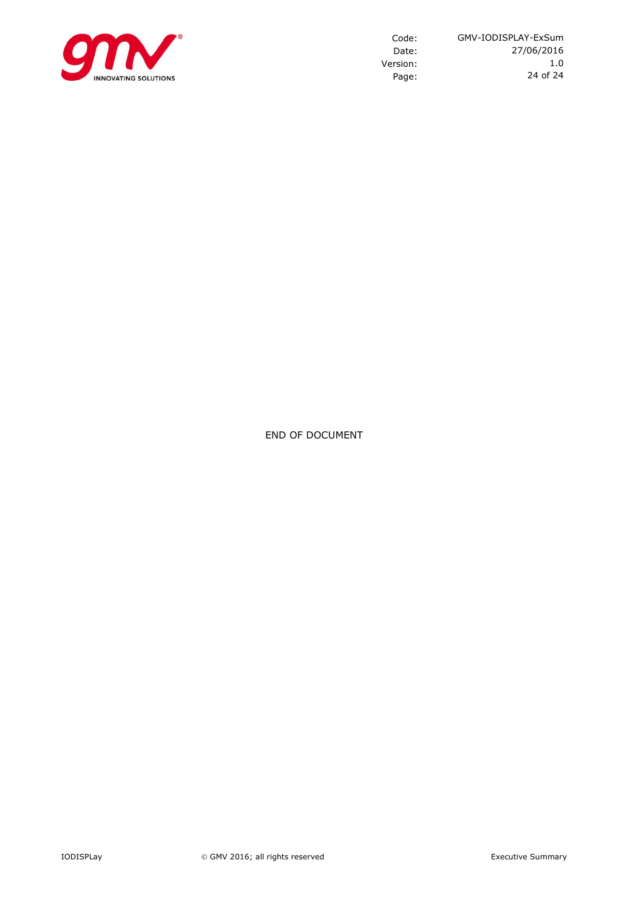END OF DOCUMENT